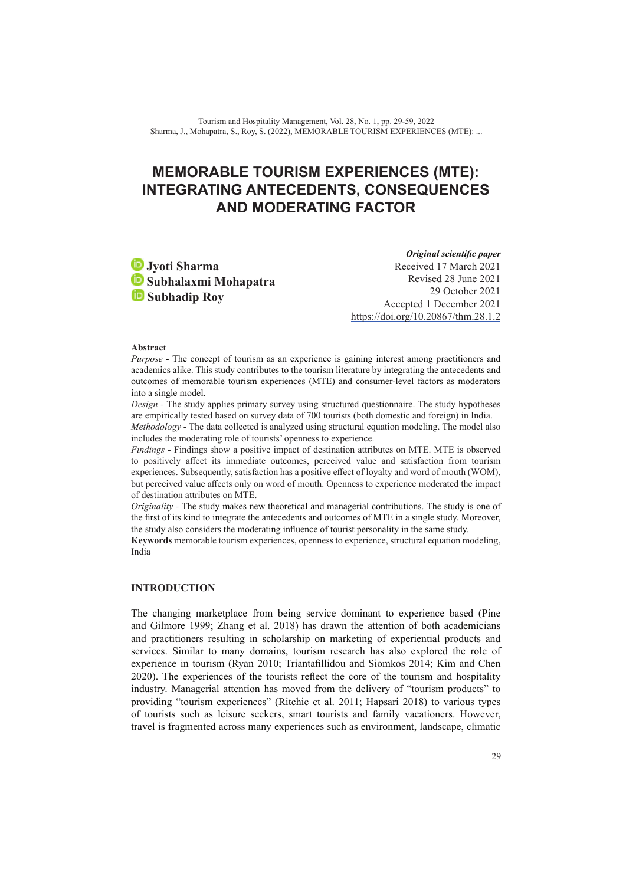# MEMORABLE TOURISM EXPERIENCES (MTE): INTEGRATING ANTECEDENTS, CONSEQUENCES AND MODERATING FACTOR

*Original scientific paper*
Received 17 March 2021
Revised 28 June 2021
29 October 2021
Accepted 1 December 2021
https://doi.org/10.20867/thm.28.1.2

**Jyoti Sharma**
**Subhalaxmi Mohapatra**
**Subhadip Roy**

**Abstract**

*Purpose* - The concept of tourism as an experience is gaining interest among practitioners and academics alike. This study contributes to the tourism literature by integrating the antecedents and outcomes of memorable tourism experiences (MTE) and consumer-level factors as moderators into a single model.

*Design* - The study applies primary survey using structured questionnaire. The study hypotheses are empirically tested based on survey data of 700 tourists (both domestic and foreign) in India.

*Methodology* - The data collected is analyzed using structural equation modeling. The model also includes the moderating role of tourists' openness to experience.

*Findings* - Findings show a positive impact of destination attributes on MTE. MTE is observed to positively affect its immediate outcomes, perceived value and satisfaction from tourism experiences. Subsequently, satisfaction has a positive effect of loyalty and word of mouth (WOM), but perceived value affects only on word of mouth. Openness to experience moderated the impact of destination attributes on MTE.

*Originality* - The study makes new theoretical and managerial contributions. The study is one of the first of its kind to integrate the antecedents and outcomes of MTE in a single study. Moreover, the study also considers the moderating influence of tourist personality in the same study.

**Keywords** memorable tourism experiences, openness to experience, structural equation modeling, India

## INTRODUCTION

The changing marketplace from being service dominant to experience based (Pine and Gilmore 1999; Zhang et al. 2018) has drawn the attention of both academicians and practitioners resulting in scholarship on marketing of experiential products and services. Similar to many domains, tourism research has also explored the role of experience in tourism (Ryan 2010; Triantafillidou and Siomkos 2014; Kim and Chen 2020). The experiences of the tourists reflect the core of the tourism and hospitality industry. Managerial attention has moved from the delivery of "tourism products" to providing "tourism experiences" (Ritchie et al. 2011; Hapsari 2018) to various types of tourists such as leisure seekers, smart tourists and family vacationers. However, travel is fragmented across many experiences such as environment, landscape, climatic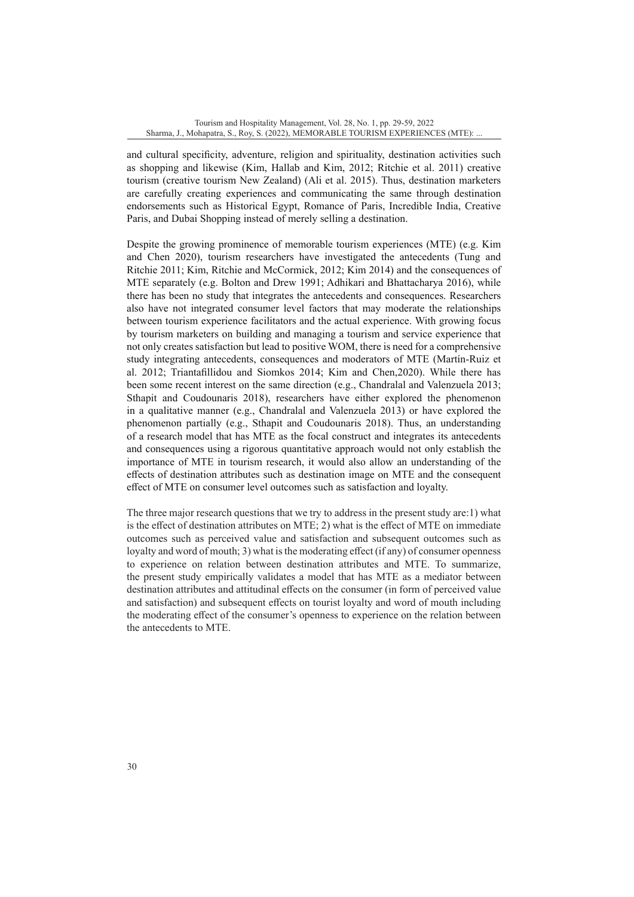and cultural specificity, adventure, religion and spirituality, destination activities such as shopping and likewise (Kim, Hallab and Kim, 2012; Ritchie et al. 2011) creative tourism (creative tourism New Zealand) (Ali et al. 2015). Thus, destination marketers are carefully creating experiences and communicating the same through destination endorsements such as Historical Egypt, Romance of Paris, Incredible India, Creative Paris, and Dubai Shopping instead of merely selling a destination.

Despite the growing prominence of memorable tourism experiences (MTE) (e.g. Kim and Chen 2020), tourism researchers have investigated the antecedents (Tung and Ritchie 2011; Kim, Ritchie and McCormick, 2012; Kim 2014) and the consequences of MTE separately (e.g. Bolton and Drew 1991; Adhikari and Bhattacharya 2016), while there has been no study that integrates the antecedents and consequences. Researchers also have not integrated consumer level factors that may moderate the relationships between tourism experience facilitators and the actual experience. With growing focus by tourism marketers on building and managing a tourism and service experience that not only creates satisfaction but lead to positive WOM, there is need for a comprehensive study integrating antecedents, consequences and moderators of MTE (Martín-Ruiz et al. 2012; Triantafillidou and Siomkos 2014; Kim and Chen,2020). While there has been some recent interest on the same direction (e.g., Chandralal and Valenzuela 2013; Sthapit and Coudounaris 2018), researchers have either explored the phenomenon in a qualitative manner (e.g., Chandralal and Valenzuela 2013) or have explored the phenomenon partially (e.g., Sthapit and Coudounaris 2018). Thus, an understanding of a research model that has MTE as the focal construct and integrates its antecedents and consequences using a rigorous quantitative approach would not only establish the importance of MTE in tourism research, it would also allow an understanding of the effects of destination attributes such as destination image on MTE and the consequent effect of MTE on consumer level outcomes such as satisfaction and loyalty.

The three major research questions that we try to address in the present study are:1) what is the effect of destination attributes on MTE; 2) what is the effect of MTE on immediate outcomes such as perceived value and satisfaction and subsequent outcomes such as loyalty and word of mouth; 3) what is the moderating effect (if any) of consumer openness to experience on relation between destination attributes and MTE. To summarize, the present study empirically validates a model that has MTE as a mediator between destination attributes and attitudinal effects on the consumer (in form of perceived value and satisfaction) and subsequent effects on tourist loyalty and word of mouth including the moderating effect of the consumer's openness to experience on the relation between the antecedents to MTE.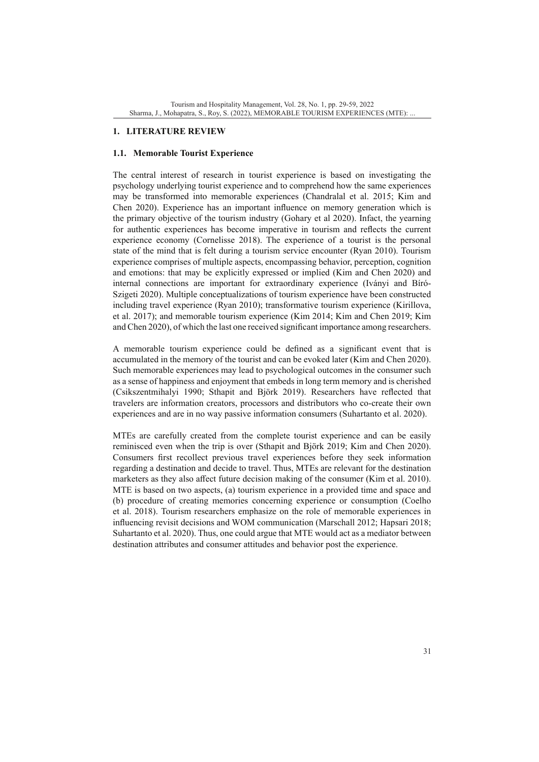## 1. LITERATURE REVIEW

### 1.1. Memorable Tourist Experience

The central interest of research in tourist experience is based on investigating the psychology underlying tourist experience and to comprehend how the same experiences may be transformed into memorable experiences (Chandralal et al. 2015; Kim and Chen 2020). Experience has an important influence on memory generation which is the primary objective of the tourism industry (Gohary et al 2020). Infact, the yearning for authentic experiences has become imperative in tourism and reflects the current experience economy (Cornelisse 2018). The experience of a tourist is the personal state of the mind that is felt during a tourism service encounter (Ryan 2010). Tourism experience comprises of multiple aspects, encompassing behavior, perception, cognition and emotions: that may be explicitly expressed or implied (Kim and Chen 2020) and internal connections are important for extraordinary experience (Iványi and Bíró-Szigeti 2020). Multiple conceptualizations of tourism experience have been constructed including travel experience (Ryan 2010); transformative tourism experience (Kirillova, et al. 2017); and memorable tourism experience (Kim 2014; Kim and Chen 2019; Kim and Chen 2020), of which the last one received significant importance among researchers.

A memorable tourism experience could be defined as a significant event that is accumulated in the memory of the tourist and can be evoked later (Kim and Chen 2020). Such memorable experiences may lead to psychological outcomes in the consumer such as a sense of happiness and enjoyment that embeds in long term memory and is cherished (Csikszentmihalyi 1990; Sthapit and Björk 2019). Researchers have reflected that travelers are information creators, processors and distributors who co-create their own experiences and are in no way passive information consumers (Suhartanto et al. 2020).

MTEs are carefully created from the complete tourist experience and can be easily reminisced even when the trip is over (Sthapit and Björk 2019; Kim and Chen 2020). Consumers first recollect previous travel experiences before they seek information regarding a destination and decide to travel. Thus, MTEs are relevant for the destination marketers as they also affect future decision making of the consumer (Kim et al. 2010). MTE is based on two aspects, (a) tourism experience in a provided time and space and (b) procedure of creating memories concerning experience or consumption (Coelho et al. 2018). Tourism researchers emphasize on the role of memorable experiences in influencing revisit decisions and WOM communication (Marschall 2012; Hapsari 2018; Suhartanto et al. 2020). Thus, one could argue that MTE would act as a mediator between destination attributes and consumer attitudes and behavior post the experience.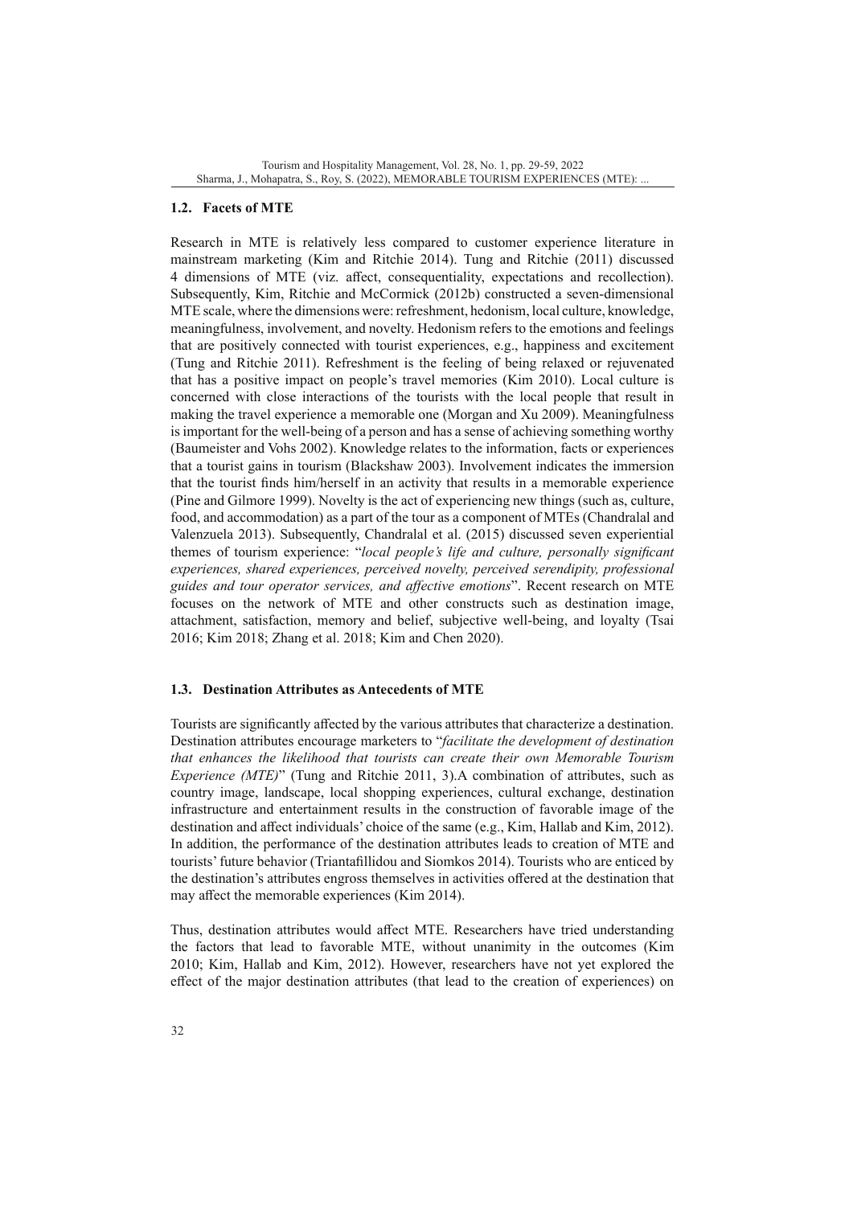### 1.2. Facets of MTE

Research in MTE is relatively less compared to customer experience literature in mainstream marketing (Kim and Ritchie 2014). Tung and Ritchie (2011) discussed 4 dimensions of MTE (viz. affect, consequentiality, expectations and recollection). Subsequently, Kim, Ritchie and McCormick (2012b) constructed a seven-dimensional MTE scale, where the dimensions were: refreshment, hedonism, local culture, knowledge, meaningfulness, involvement, and novelty. Hedonism refers to the emotions and feelings that are positively connected with tourist experiences, e.g., happiness and excitement (Tung and Ritchie 2011). Refreshment is the feeling of being relaxed or rejuvenated that has a positive impact on people's travel memories (Kim 2010). Local culture is concerned with close interactions of the tourists with the local people that result in making the travel experience a memorable one (Morgan and Xu 2009). Meaningfulness is important for the well-being of a person and has a sense of achieving something worthy (Baumeister and Vohs 2002). Knowledge relates to the information, facts or experiences that a tourist gains in tourism (Blackshaw 2003). Involvement indicates the immersion that the tourist finds him/herself in an activity that results in a memorable experience (Pine and Gilmore 1999). Novelty is the act of experiencing new things (such as, culture, food, and accommodation) as a part of the tour as a component of MTEs (Chandralal and Valenzuela 2013). Subsequently, Chandralal et al. (2015) discussed seven experiential themes of tourism experience: "*local people's life and culture, personally significant experiences, shared experiences, perceived novelty, perceived serendipity, professional guides and tour operator services, and affective emotions*". Recent research on MTE focuses on the network of MTE and other constructs such as destination image, attachment, satisfaction, memory and belief, subjective well-being, and loyalty (Tsai 2016; Kim 2018; Zhang et al. 2018; Kim and Chen 2020).

### 1.3. Destination Attributes as Antecedents of MTE

Tourists are significantly affected by the various attributes that characterize a destination. Destination attributes encourage marketers to "*facilitate the development of destination that enhances the likelihood that tourists can create their own Memorable Tourism Experience (MTE)*" (Tung and Ritchie 2011, 3).A combination of attributes, such as country image, landscape, local shopping experiences, cultural exchange, destination infrastructure and entertainment results in the construction of favorable image of the destination and affect individuals' choice of the same (e.g., Kim, Hallab and Kim, 2012). In addition, the performance of the destination attributes leads to creation of MTE and tourists' future behavior (Triantafillidou and Siomkos 2014). Tourists who are enticed by the destination's attributes engross themselves in activities offered at the destination that may affect the memorable experiences (Kim 2014).

Thus, destination attributes would affect MTE. Researchers have tried understanding the factors that lead to favorable MTE, without unanimity in the outcomes (Kim 2010; Kim, Hallab and Kim, 2012). However, researchers have not yet explored the effect of the major destination attributes (that lead to the creation of experiences) on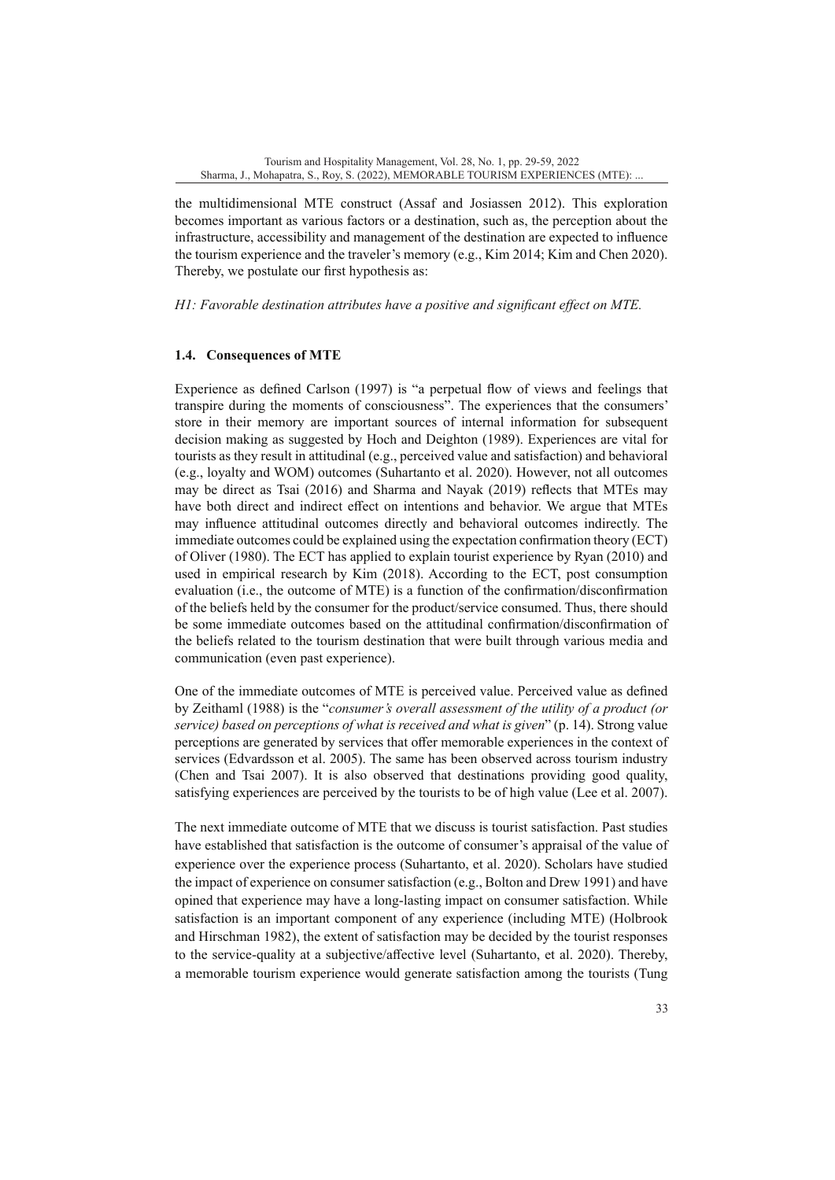the multidimensional MTE construct (Assaf and Josiassen 2012). This exploration becomes important as various factors or a destination, such as, the perception about the infrastructure, accessibility and management of the destination are expected to influence the tourism experience and the traveler's memory (e.g., Kim 2014; Kim and Chen 2020). Thereby, we postulate our first hypothesis as:

*H1: Favorable destination attributes have a positive and significant effect on MTE.*

### 1.4. Consequences of MTE

Experience as defined Carlson (1997) is "a perpetual flow of views and feelings that transpire during the moments of consciousness". The experiences that the consumers' store in their memory are important sources of internal information for subsequent decision making as suggested by Hoch and Deighton (1989). Experiences are vital for tourists as they result in attitudinal (e.g., perceived value and satisfaction) and behavioral (e.g., loyalty and WOM) outcomes (Suhartanto et al. 2020). However, not all outcomes may be direct as Tsai (2016) and Sharma and Nayak (2019) reflects that MTEs may have both direct and indirect effect on intentions and behavior. We argue that MTEs may influence attitudinal outcomes directly and behavioral outcomes indirectly. The immediate outcomes could be explained using the expectation confirmation theory (ECT) of Oliver (1980). The ECT has applied to explain tourist experience by Ryan (2010) and used in empirical research by Kim (2018). According to the ECT, post consumption evaluation (i.e., the outcome of MTE) is a function of the confirmation/disconfirmation of the beliefs held by the consumer for the product/service consumed. Thus, there should be some immediate outcomes based on the attitudinal confirmation/disconfirmation of the beliefs related to the tourism destination that were built through various media and communication (even past experience).

One of the immediate outcomes of MTE is perceived value. Perceived value as defined by Zeithaml (1988) is the "*consumer's overall assessment of the utility of a product (or service) based on perceptions of what is received and what is given*" (p. 14). Strong value perceptions are generated by services that offer memorable experiences in the context of services (Edvardsson et al. 2005). The same has been observed across tourism industry (Chen and Tsai 2007). It is also observed that destinations providing good quality, satisfying experiences are perceived by the tourists to be of high value (Lee et al. 2007).

The next immediate outcome of MTE that we discuss is tourist satisfaction. Past studies have established that satisfaction is the outcome of consumer's appraisal of the value of experience over the experience process (Suhartanto, et al. 2020). Scholars have studied the impact of experience on consumer satisfaction (e.g., Bolton and Drew 1991) and have opined that experience may have a long-lasting impact on consumer satisfaction. While satisfaction is an important component of any experience (including MTE) (Holbrook and Hirschman 1982), the extent of satisfaction may be decided by the tourist responses to the service-quality at a subjective/affective level (Suhartanto, et al. 2020). Thereby, a memorable tourism experience would generate satisfaction among the tourists (Tung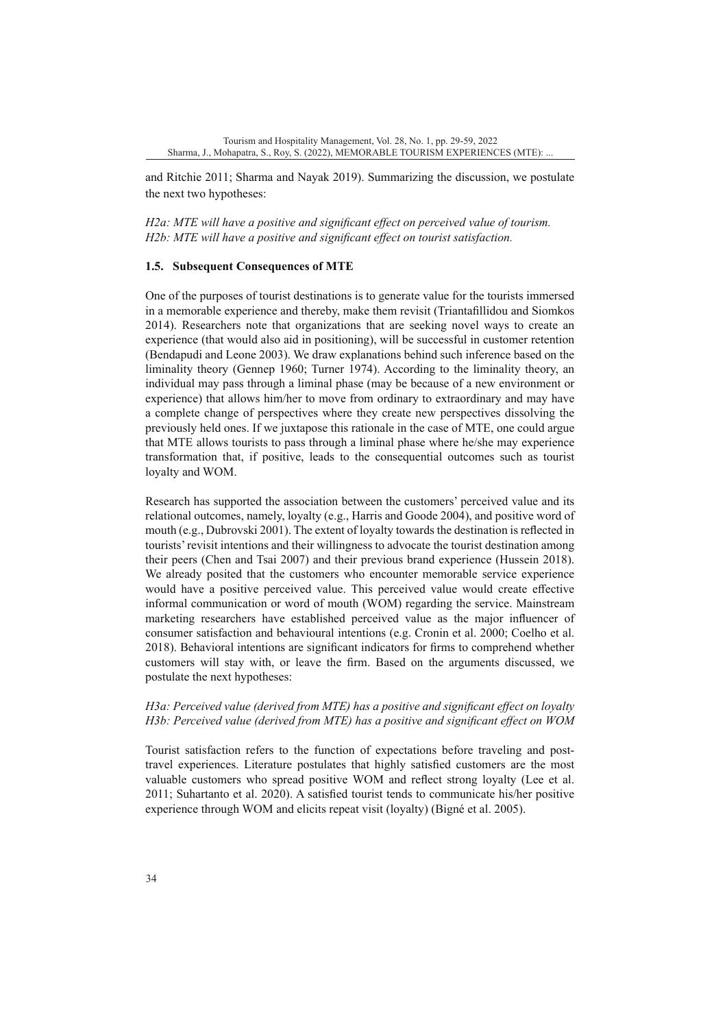and Ritchie 2011; Sharma and Nayak 2019). Summarizing the discussion, we postulate the next two hypotheses:

*H2a: MTE will have a positive and significant effect on perceived value of tourism.*
*H2b: MTE will have a positive and significant effect on tourist satisfaction.*

### 1.5. Subsequent Consequences of MTE

One of the purposes of tourist destinations is to generate value for the tourists immersed in a memorable experience and thereby, make them revisit (Triantafillidou and Siomkos 2014). Researchers note that organizations that are seeking novel ways to create an experience (that would also aid in positioning), will be successful in customer retention (Bendapudi and Leone 2003). We draw explanations behind such inference based on the liminality theory (Gennep 1960; Turner 1974). According to the liminality theory, an individual may pass through a liminal phase (may be because of a new environment or experience) that allows him/her to move from ordinary to extraordinary and may have a complete change of perspectives where they create new perspectives dissolving the previously held ones. If we juxtapose this rationale in the case of MTE, one could argue that MTE allows tourists to pass through a liminal phase where he/she may experience transformation that, if positive, leads to the consequential outcomes such as tourist loyalty and WOM.

Research has supported the association between the customers' perceived value and its relational outcomes, namely, loyalty (e.g., Harris and Goode 2004), and positive word of mouth (e.g., Dubrovski 2001). The extent of loyalty towards the destination is reflected in tourists' revisit intentions and their willingness to advocate the tourist destination among their peers (Chen and Tsai 2007) and their previous brand experience (Hussein 2018). We already posited that the customers who encounter memorable service experience would have a positive perceived value. This perceived value would create effective informal communication or word of mouth (WOM) regarding the service. Mainstream marketing researchers have established perceived value as the major influencer of consumer satisfaction and behavioural intentions (e.g. Cronin et al. 2000; Coelho et al. 2018). Behavioral intentions are significant indicators for firms to comprehend whether customers will stay with, or leave the firm. Based on the arguments discussed, we postulate the next hypotheses:

*H3a: Perceived value (derived from MTE) has a positive and significant effect on loyalty*
*H3b: Perceived value (derived from MTE) has a positive and significant effect on WOM*

Tourist satisfaction refers to the function of expectations before traveling and post-travel experiences. Literature postulates that highly satisfied customers are the most valuable customers who spread positive WOM and reflect strong loyalty (Lee et al. 2011; Suhartanto et al. 2020). A satisfied tourist tends to communicate his/her positive experience through WOM and elicits repeat visit (loyalty) (Bigné et al. 2005).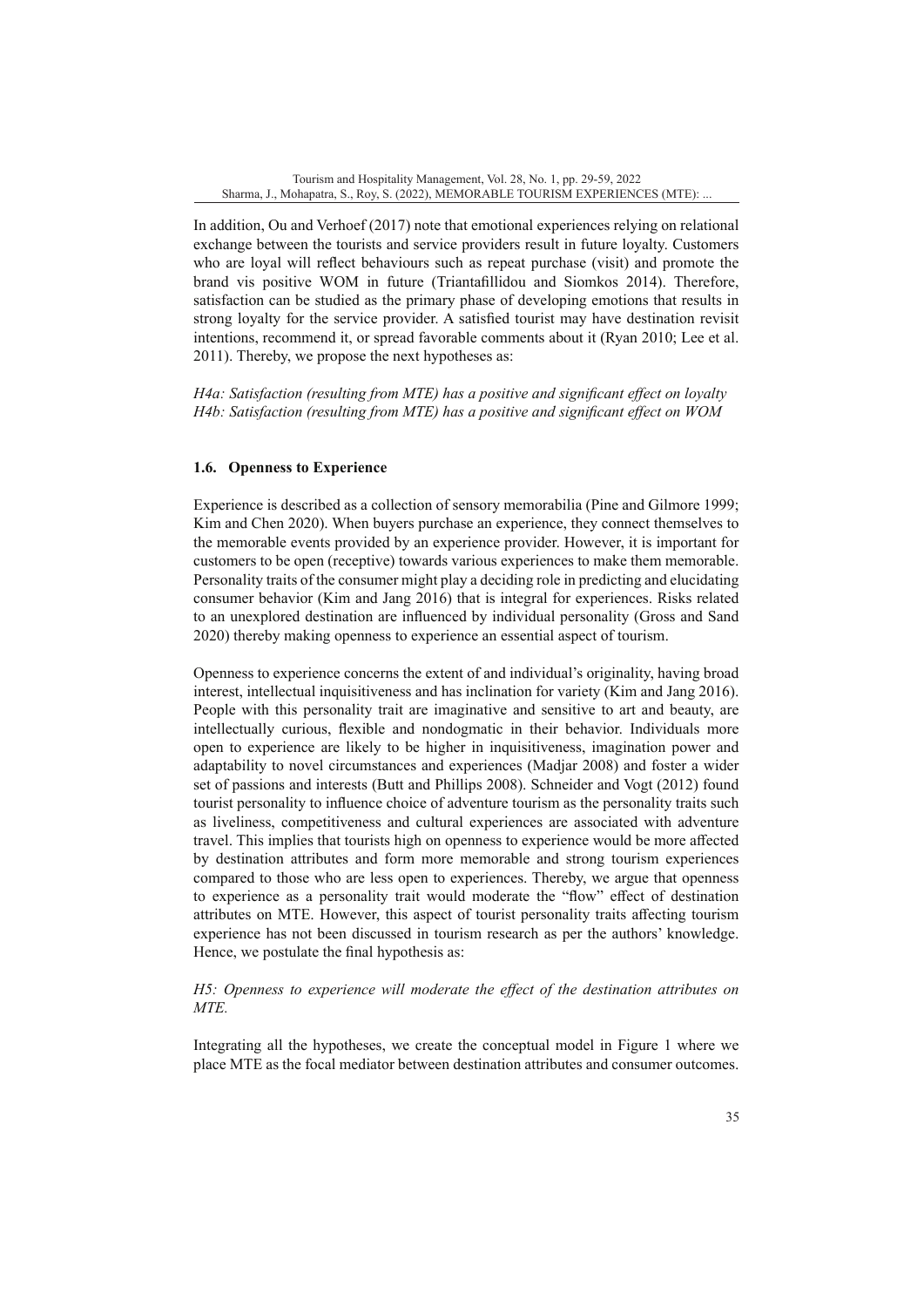In addition, Ou and Verhoef (2017) note that emotional experiences relying on relational exchange between the tourists and service providers result in future loyalty. Customers who are loyal will reflect behaviours such as repeat purchase (visit) and promote the brand vis positive WOM in future (Triantafillidou and Siomkos 2014). Therefore, satisfaction can be studied as the primary phase of developing emotions that results in strong loyalty for the service provider. A satisfied tourist may have destination revisit intentions, recommend it, or spread favorable comments about it (Ryan 2010; Lee et al. 2011). Thereby, we propose the next hypotheses as:

*H4a: Satisfaction (resulting from MTE) has a positive and significant effect on loyalty*
*H4b: Satisfaction (resulting from MTE) has a positive and significant effect on WOM*

### 1.6. Openness to Experience

Experience is described as a collection of sensory memorabilia (Pine and Gilmore 1999; Kim and Chen 2020). When buyers purchase an experience, they connect themselves to the memorable events provided by an experience provider. However, it is important for customers to be open (receptive) towards various experiences to make them memorable. Personality traits of the consumer might play a deciding role in predicting and elucidating consumer behavior (Kim and Jang 2016) that is integral for experiences. Risks related to an unexplored destination are influenced by individual personality (Gross and Sand 2020) thereby making openness to experience an essential aspect of tourism.

Openness to experience concerns the extent of and individual's originality, having broad interest, intellectual inquisitiveness and has inclination for variety (Kim and Jang 2016). People with this personality trait are imaginative and sensitive to art and beauty, are intellectually curious, flexible and nondogmatic in their behavior. Individuals more open to experience are likely to be higher in inquisitiveness, imagination power and adaptability to novel circumstances and experiences (Madjar 2008) and foster a wider set of passions and interests (Butt and Phillips 2008). Schneider and Vogt (2012) found tourist personality to influence choice of adventure tourism as the personality traits such as liveliness, competitiveness and cultural experiences are associated with adventure travel. This implies that tourists high on openness to experience would be more affected by destination attributes and form more memorable and strong tourism experiences compared to those who are less open to experiences. Thereby, we argue that openness to experience as a personality trait would moderate the "flow" effect of destination attributes on MTE. However, this aspect of tourist personality traits affecting tourism experience has not been discussed in tourism research as per the authors' knowledge. Hence, we postulate the final hypothesis as:

*H5: Openness to experience will moderate the effect of the destination attributes on MTE.*

Integrating all the hypotheses, we create the conceptual model in Figure 1 where we place MTE as the focal mediator between destination attributes and consumer outcomes.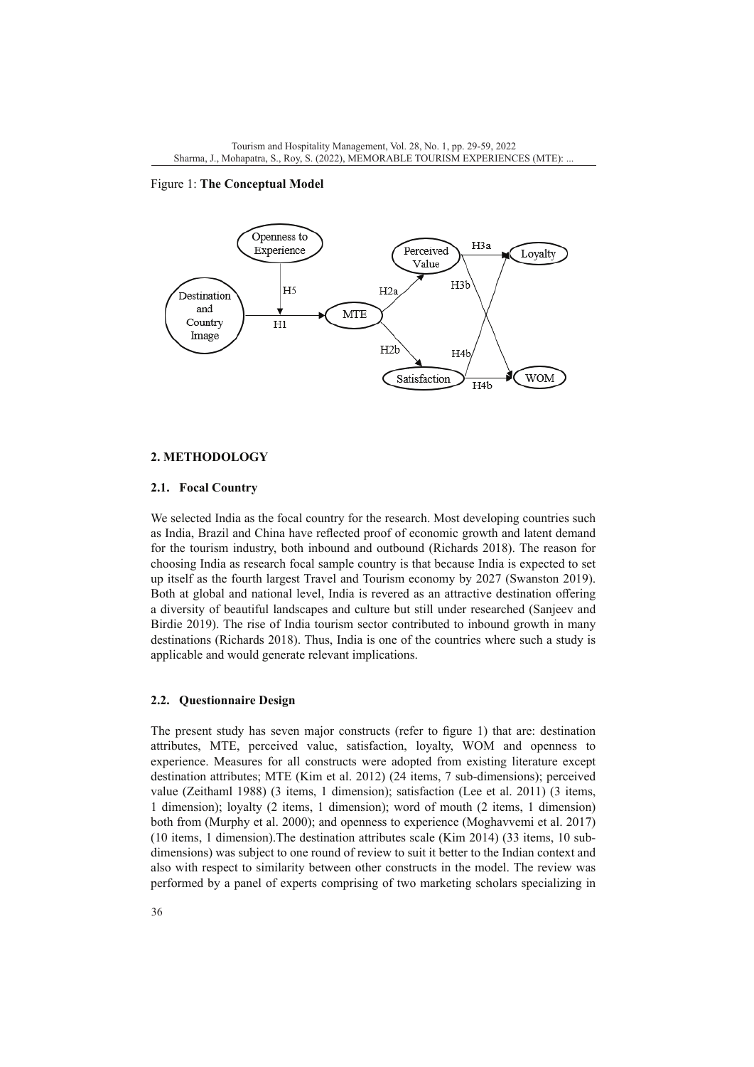Figure 1: **The Conceptual Model**

## 2. METHODOLOGY

### 2.1. Focal Country

We selected India as the focal country for the research. Most developing countries such as India, Brazil and China have reflected proof of economic growth and latent demand for the tourism industry, both inbound and outbound (Richards 2018). The reason for choosing India as research focal sample country is that because India is expected to set up itself as the fourth largest Travel and Tourism economy by 2027 (Swanston 2019). Both at global and national level, India is revered as an attractive destination offering a diversity of beautiful landscapes and culture but still under researched (Sanjeev and Birdie 2019). The rise of India tourism sector contributed to inbound growth in many destinations (Richards 2018). Thus, India is one of the countries where such a study is applicable and would generate relevant implications.

### 2.2. Questionnaire Design

The present study has seven major constructs (refer to figure 1) that are: destination attributes, MTE, perceived value, satisfaction, loyalty, WOM and openness to experience. Measures for all constructs were adopted from existing literature except destination attributes; MTE (Kim et al. 2012) (24 items, 7 sub-dimensions); perceived value (Zeithaml 1988) (3 items, 1 dimension); satisfaction (Lee et al. 2011) (3 items, 1 dimension); loyalty (2 items, 1 dimension); word of mouth (2 items, 1 dimension) both from (Murphy et al. 2000); and openness to experience (Moghavvemi et al. 2017) (10 items, 1 dimension).The destination attributes scale (Kim 2014) (33 items, 10 sub-dimensions) was subject to one round of review to suit it better to the Indian context and also with respect to similarity between other constructs in the model. The review was performed by a panel of experts comprising of two marketing scholars specializing in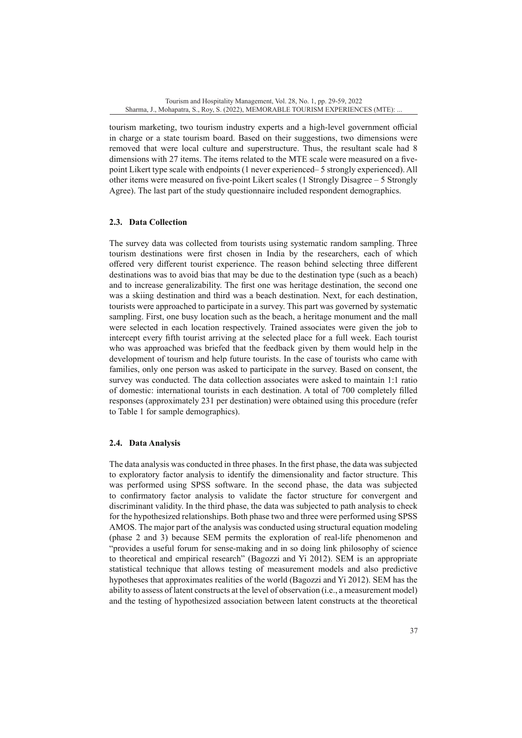tourism marketing, two tourism industry experts and a high-level government official in charge or a state tourism board. Based on their suggestions, two dimensions were removed that were local culture and superstructure. Thus, the resultant scale had 8 dimensions with 27 items. The items related to the MTE scale were measured on a five-point Likert type scale with endpoints (1 never experienced– 5 strongly experienced). All other items were measured on five-point Likert scales (1 Strongly Disagree – 5 Strongly Agree). The last part of the study questionnaire included respondent demographics.

### 2.3. Data Collection

The survey data was collected from tourists using systematic random sampling. Three tourism destinations were first chosen in India by the researchers, each of which offered very different tourist experience. The reason behind selecting three different destinations was to avoid bias that may be due to the destination type (such as a beach) and to increase generalizability. The first one was heritage destination, the second one was a skiing destination and third was a beach destination. Next, for each destination, tourists were approached to participate in a survey. This part was governed by systematic sampling. First, one busy location such as the beach, a heritage monument and the mall were selected in each location respectively. Trained associates were given the job to intercept every fifth tourist arriving at the selected place for a full week. Each tourist who was approached was briefed that the feedback given by them would help in the development of tourism and help future tourists. In the case of tourists who came with families, only one person was asked to participate in the survey. Based on consent, the survey was conducted. The data collection associates were asked to maintain 1:1 ratio of domestic: international tourists in each destination. A total of 700 completely filled responses (approximately 231 per destination) were obtained using this procedure (refer to Table 1 for sample demographics).

### 2.4. Data Analysis

The data analysis was conducted in three phases. In the first phase, the data was subjected to exploratory factor analysis to identify the dimensionality and factor structure. This was performed using SPSS software. In the second phase, the data was subjected to confirmatory factor analysis to validate the factor structure for convergent and discriminant validity. In the third phase, the data was subjected to path analysis to check for the hypothesized relationships. Both phase two and three were performed using SPSS AMOS. The major part of the analysis was conducted using structural equation modeling (phase 2 and 3) because SEM permits the exploration of real-life phenomenon and "provides a useful forum for sense-making and in so doing link philosophy of science to theoretical and empirical research" (Bagozzi and Yi 2012). SEM is an appropriate statistical technique that allows testing of measurement models and also predictive hypotheses that approximates realities of the world (Bagozzi and Yi 2012). SEM has the ability to assess of latent constructs at the level of observation (i.e., a measurement model) and the testing of hypothesized association between latent constructs at the theoretical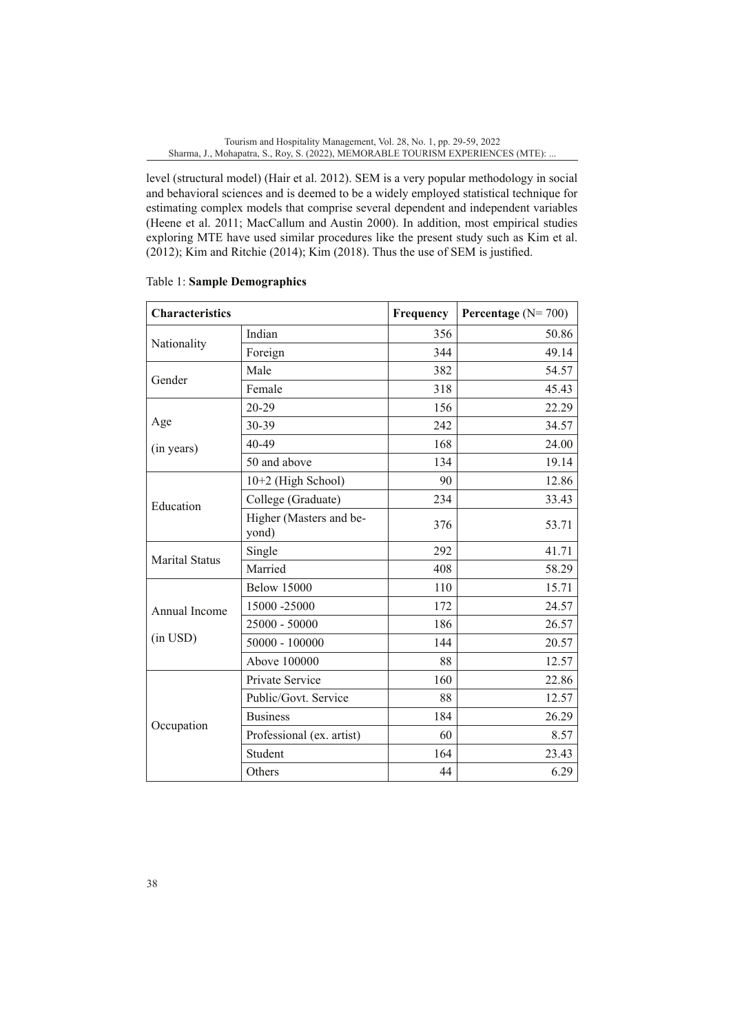level (structural model) (Hair et al. 2012). SEM is a very popular methodology in social and behavioral sciences and is deemed to be a widely employed statistical technique for estimating complex models that comprise several dependent and independent variables (Heene et al. 2011; MacCallum and Austin 2000). In addition, most empirical studies exploring MTE have used similar procedures like the present study such as Kim et al. (2012); Kim and Ritchie (2014); Kim (2018). Thus the use of SEM is justified.

Table 1: **Sample Demographics**

| **Characteristics** | | **Frequency** | **Percentage** (N= 700) |
|---|---|---|---|
| Nationality | Indian | 356 | 50.86 |
| | Foreign | 344 | 49.14 |
| Gender | Male | 382 | 54.57 |
| | Female | 318 | 45.43 |
| Age (in years) | 20-29 | 156 | 22.29 |
| | 30-39 | 242 | 34.57 |
| | 40-49 | 168 | 24.00 |
| | 50 and above | 134 | 19.14 |
| Education | 10+2 (High School) | 90 | 12.86 |
| | College (Graduate) | 234 | 33.43 |
| | Higher (Masters and beyond) | 376 | 53.71 |
| Marital Status | Single | 292 | 41.71 |
| | Married | 408 | 58.29 |
| Annual Income (in USD) | Below 15000 | 110 | 15.71 |
| | 15000 -25000 | 172 | 24.57 |
| | 25000 - 50000 | 186 | 26.57 |
| | 50000 - 100000 | 144 | 20.57 |
| | Above 100000 | 88 | 12.57 |
| Occupation | Private Service | 160 | 22.86 |
| | Public/Govt. Service | 88 | 12.57 |
| | Business | 184 | 26.29 |
| | Professional (ex. artist) | 60 | 8.57 |
| | Student | 164 | 23.43 |
| | Others | 44 | 6.29 |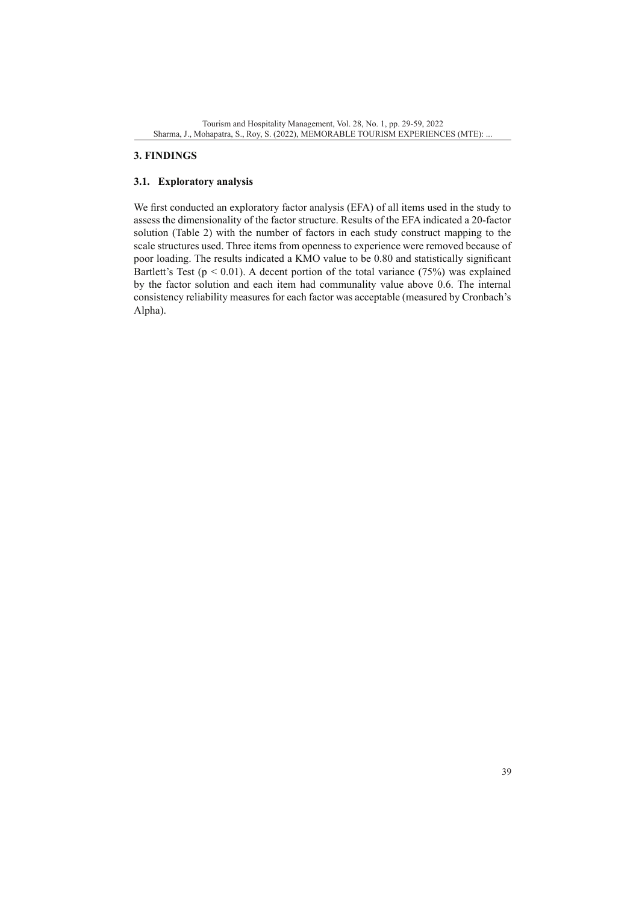## 3. FINDINGS

### 3.1. Exploratory analysis

We first conducted an exploratory factor analysis (EFA) of all items used in the study to assess the dimensionality of the factor structure. Results of the EFA indicated a 20-factor solution (Table 2) with the number of factors in each study construct mapping to the scale structures used. Three items from openness to experience were removed because of poor loading. The results indicated a KMO value to be 0.80 and statistically significant Bartlett's Test ($p < 0.01$). A decent portion of the total variance (75%) was explained by the factor solution and each item had communality value above 0.6. The internal consistency reliability measures for each factor was acceptable (measured by Cronbach's Alpha).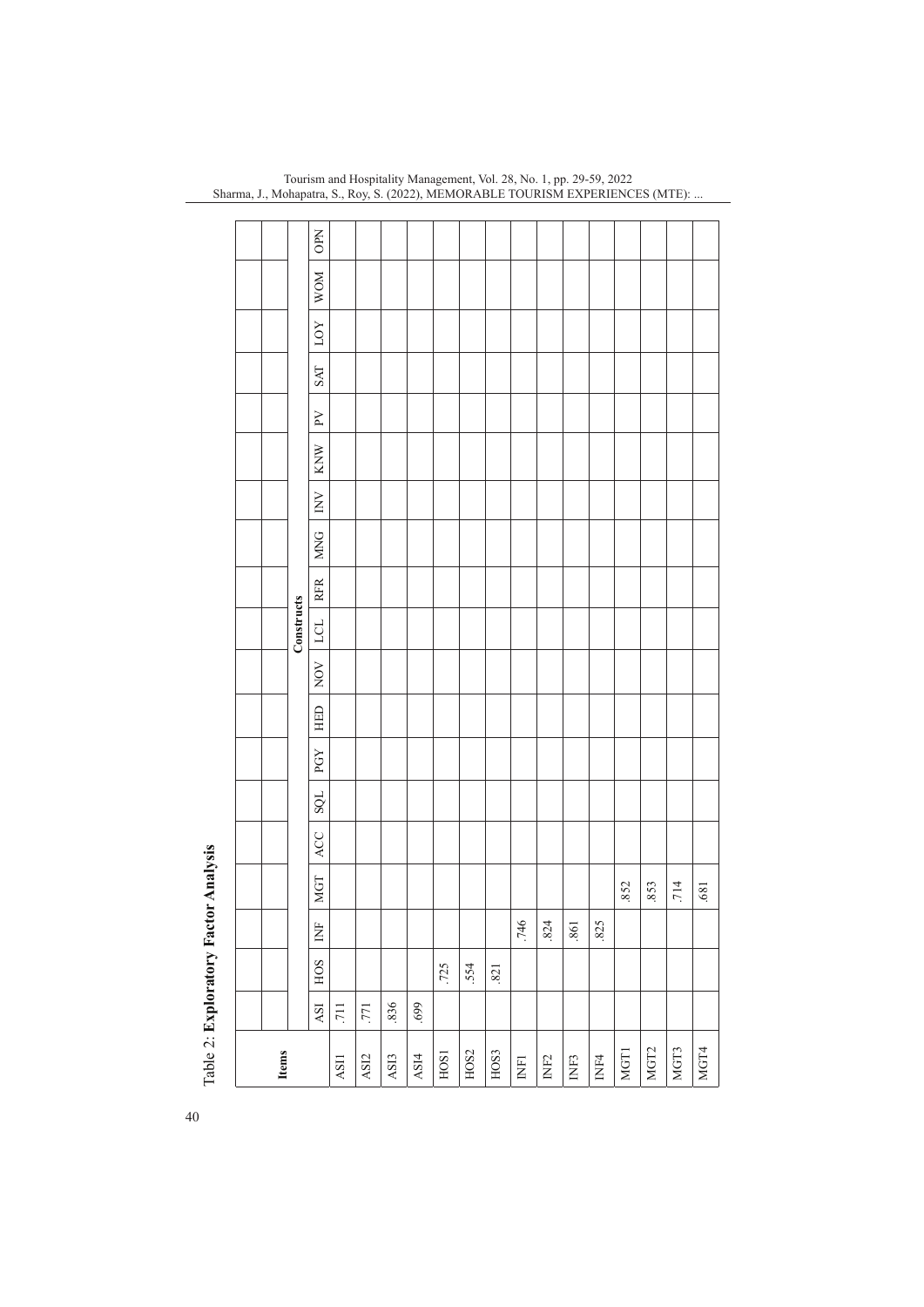Table 2: **Exploratory Factor Analysis**

| Items | Constructs | | | | | | | | | | | | | | | | | | |
|---|---|---|---|---|---|---|---|---|---|---|---|---|---|---|---|---|---|---|---|
| | ASI | HOS | INF | MGT | ACC | SQL | PGY | HED | NOV | LCL | RFR | MNG | INV | KNW | PV | SAT | LOY | WOM | OPN |
| ASI1 | .711 | | | | | | | | | | | | | | | | | | |
| ASI2 | .771 | | | | | | | | | | | | | | | | | | |
| ASI3 | .836 | | | | | | | | | | | | | | | | | | |
| ASI4 | .699 | | | | | | | | | | | | | | | | | | |
| HOS1 | | .725 | | | | | | | | | | | | | | | | | |
| HOS2 | | .554 | | | | | | | | | | | | | | | | | |
| HOS3 | | .821 | | | | | | | | | | | | | | | | | |
| INF1 | | | .746 | | | | | | | | | | | | | | | | |
| INF2 | | | .824 | | | | | | | | | | | | | | | | |
| INF3 | | | .861 | | | | | | | | | | | | | | | | |
| INF4 | | | .825 | | | | | | | | | | | | | | | | |
| MGT1 | | | | .852 | | | | | | | | | | | | | | | |
| MGT2 | | | | .853 | | | | | | | | | | | | | | | |
| MGT3 | | | | .714 | | | | | | | | | | | | | | | |
| MGT4 | | | | .681 | | | | | | | | | | | | | | | |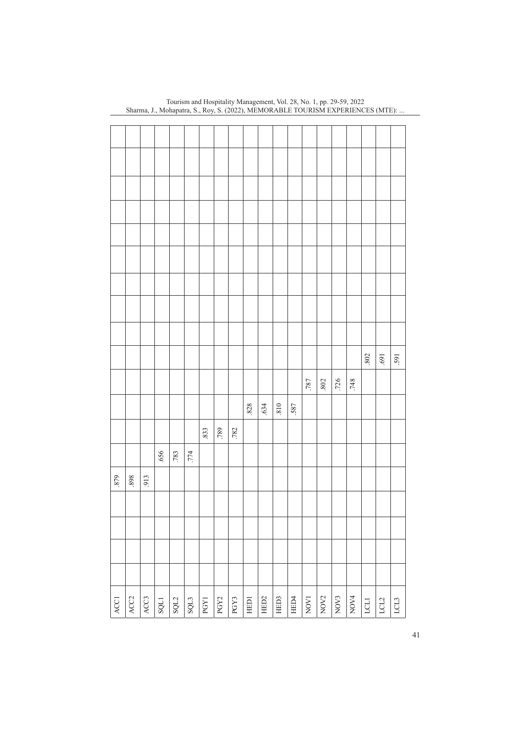| | | | | | | | | | | | | | | | | | | |
|---|---|---|---|---|---|---|---|---|---|---|---|---|---|---|---|---|---|---|
| ACC1 | | | | .879 | | | | | | | | | | | | | | |
| ACC2 | | | | .898 | | | | | | | | | | | | | | |
| ACC3 | | | | .913 | | | | | | | | | | | | | | |
| SQL1 | | | | | .656 | | | | | | | | | | | | | |
| SQL2 | | | | | .783 | | | | | | | | | | | | | |
| SQL3 | | | | | .774 | | | | | | | | | | | | | |
| PGY1 | | | | | | .833 | | | | | | | | | | | | |
| PGY2 | | | | | | .789 | | | | | | | | | | | | |
| PGY3 | | | | | | .782 | | | | | | | | | | | | |
| HED1 | | | | | | | .828 | | | | | | | | | | | |
| HED2 | | | | | | | .634 | | | | | | | | | | | |
| HED3 | | | | | | | .810 | | | | | | | | | | | |
| HED4 | | | | | | | .587 | | | | | | | | | | | |
| NOV1 | | | | | | | | .787 | | | | | | | | | | |
| NOV2 | | | | | | | | .802 | | | | | | | | | | |
| NOV3 | | | | | | | | .726 | | | | | | | | | | |
| NOV4 | | | | | | | | .748 | | | | | | | | | | |
| LCL1 | | | | | | | | | .802 | | | | | | | | | |
| LCL2 | | | | | | | | | .691 | | | | | | | | | |
| LCL3 | | | | | | | | | .591 | | | | | | | | | |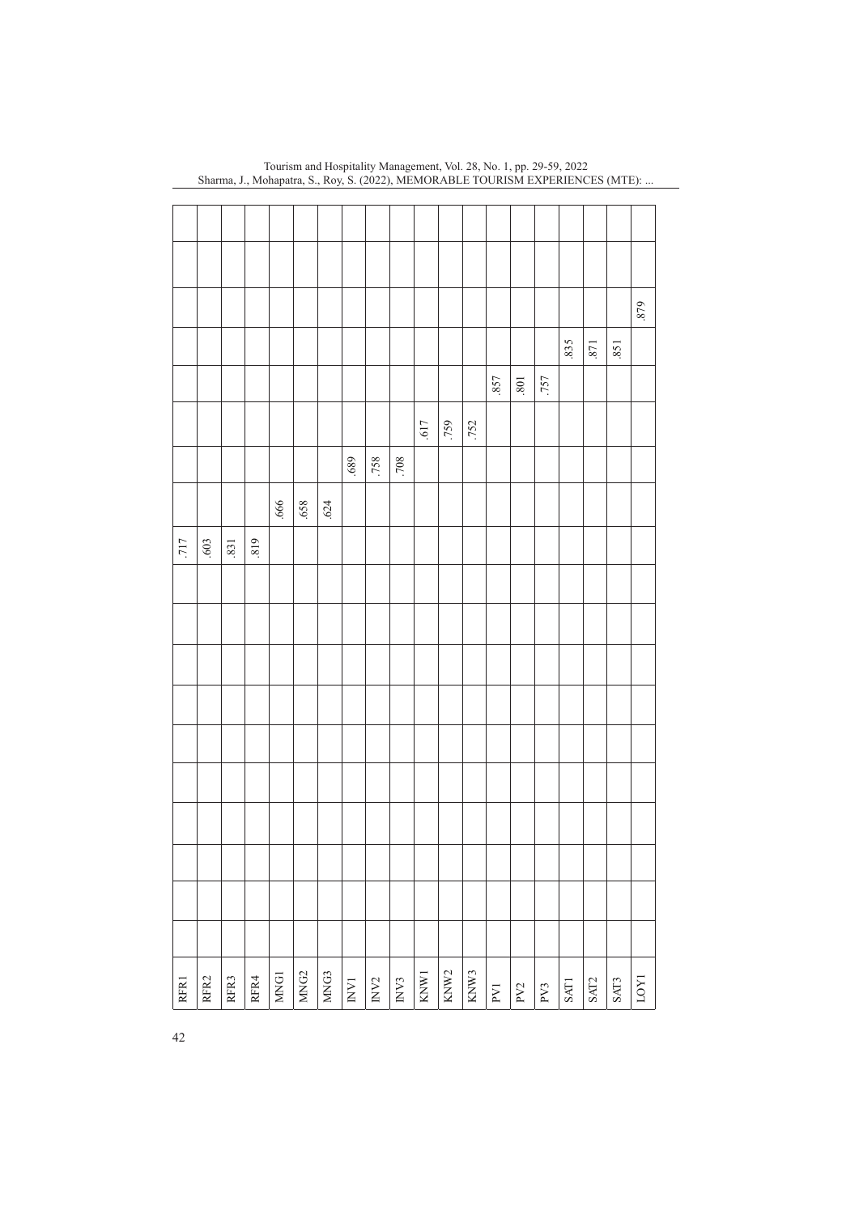| | | | | | | | | | | | | | | | | | | | |
|---|---|---|---|---|---|---|---|---|---|---|---|---|---|---|---|---|---|---|---|
| RFR1 | | | | | | | | | | | .717 | | | | | | | | |
| RFR2 | | | | | | | | | | | .603 | | | | | | | | |
| RFR3 | | | | | | | | | | | .831 | | | | | | | | |
| RFR4 | | | | | | | | | | | .819 | | | | | | | | |
| MNG1 | | | | | | | | | | | | .666 | | | | | | | |
| MNG2 | | | | | | | | | | | | .658 | | | | | | | |
| MNG3 | | | | | | | | | | | | .624 | | | | | | | |
| INV1 | | | | | | | | | | | | | .689 | | | | | | |
| INV2 | | | | | | | | | | | | | .758 | | | | | | |
| INV3 | | | | | | | | | | | | | .708 | | | | | | |
| KNW1 | | | | | | | | | | | | | | .617 | | | | | |
| KNW2 | | | | | | | | | | | | | | .759 | | | | | |
| KNW3 | | | | | | | | | | | | | | .752 | | | | | |
| PV1 | | | | | | | | | | | | | | | .857 | | | | |
| PV2 | | | | | | | | | | | | | | | .801 | | | | |
| PV3 | | | | | | | | | | | | | | | .757 | | | | |
| SAT1 | | | | | | | | | | | | | | | | .835 | | | |
| SAT2 | | | | | | | | | | | | | | | | .871 | | | |
| SAT3 | | | | | | | | | | | | | | | | .851 | | | |
| LOY1 | | | | | | | | | | | | | | | | | .879 | | |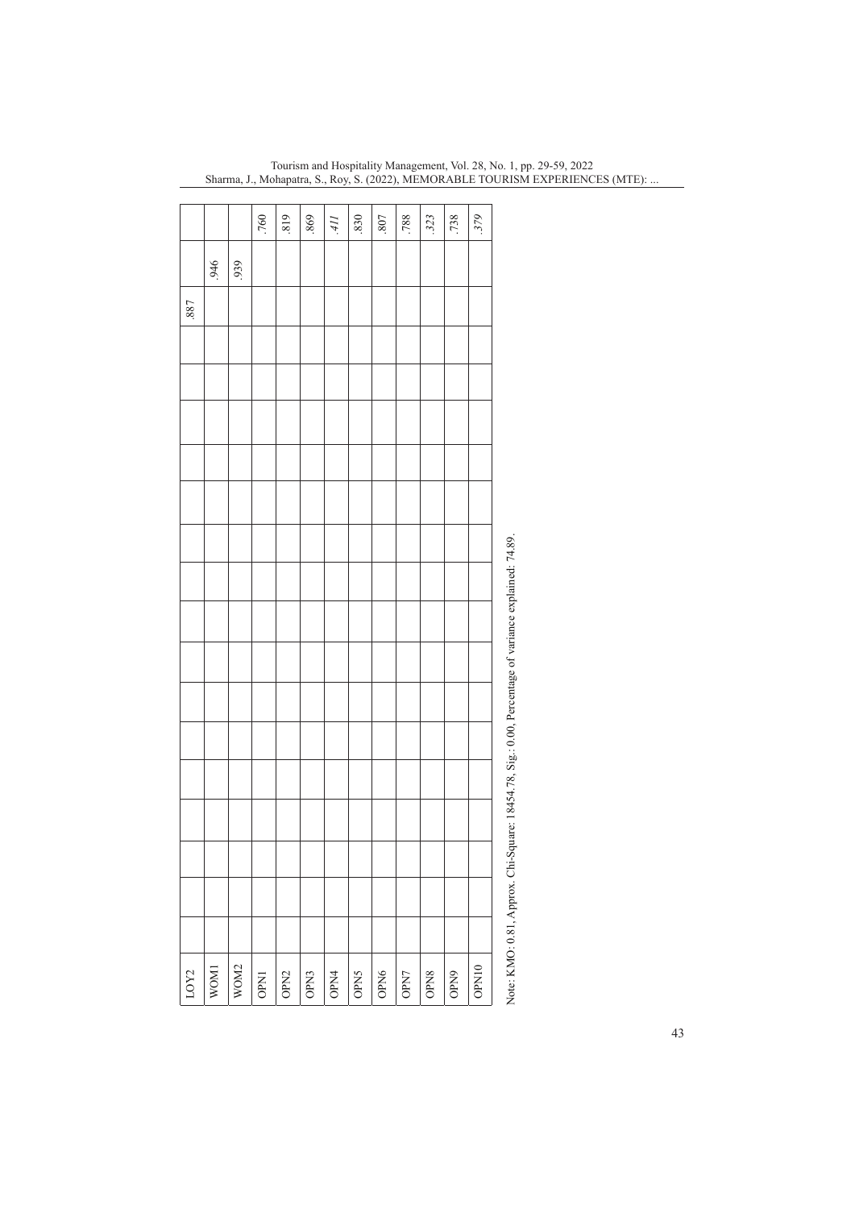| | | | | | | | | | | | | | | | | | | | |
|---|---|---|---|---|---|---|---|---|---|---|---|---|---|---|---|---|---|---|---|
| LOY2 | | | | | | | | | | | | | | | | | .887 | | |
| WOM1 | | | | | | | | | | | | | | | | | | .946 | |
| WOM2 | | | | | | | | | | | | | | | | | | .939 | |
| OPN1 | | | | | | | | | | | | | | | | | | | .760 |
| OPN2 | | | | | | | | | | | | | | | | | | | .819 |
| OPN3 | | | | | | | | | | | | | | | | | | | .869 |
| OPN4 | | | | | | | | | | | | | | | | | | | *.411* |
| OPN5 | | | | | | | | | | | | | | | | | | | .830 |
| OPN6 | | | | | | | | | | | | | | | | | | | .807 |
| OPN7 | | | | | | | | | | | | | | | | | | | .788 |
| OPN8 | | | | | | | | | | | | | | | | | | | *.323* |
| OPN9 | | | | | | | | | | | | | | | | | | | .738 |
| OPN10 | | | | | | | | | | | | | | | | | | | *.379* |

Note: KMO: 0.81, Approx. Chi-Square: 18454.78, Sig.: 0.00, Percentage of variance explained: 74.89.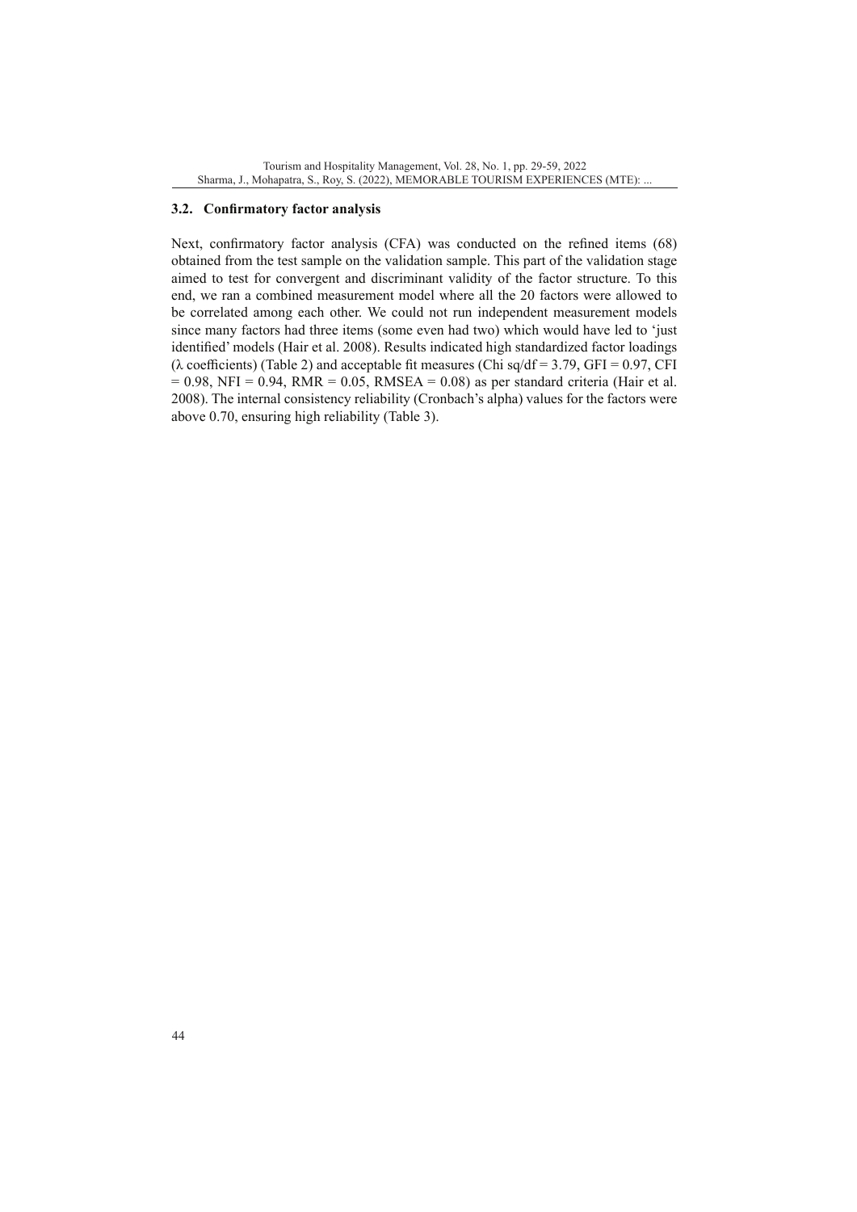### 3.2. Confirmatory factor analysis

Next, confirmatory factor analysis (CFA) was conducted on the refined items (68) obtained from the test sample on the validation sample. This part of the validation stage aimed to test for convergent and discriminant validity of the factor structure. To this end, we ran a combined measurement model where all the 20 factors were allowed to be correlated among each other. We could not run independent measurement models since many factors had three items (some even had two) which would have led to 'just identified' models (Hair et al. 2008). Results indicated high standardized factor loadings ($\lambda$ coefficients) (Table 2) and acceptable fit measures (Chi sq/df = 3.79, GFI = 0.97, CFI = 0.98, NFI = 0.94, RMR = 0.05, RMSEA = 0.08) as per standard criteria (Hair et al. 2008). The internal consistency reliability (Cronbach's alpha) values for the factors were above 0.70, ensuring high reliability (Table 3).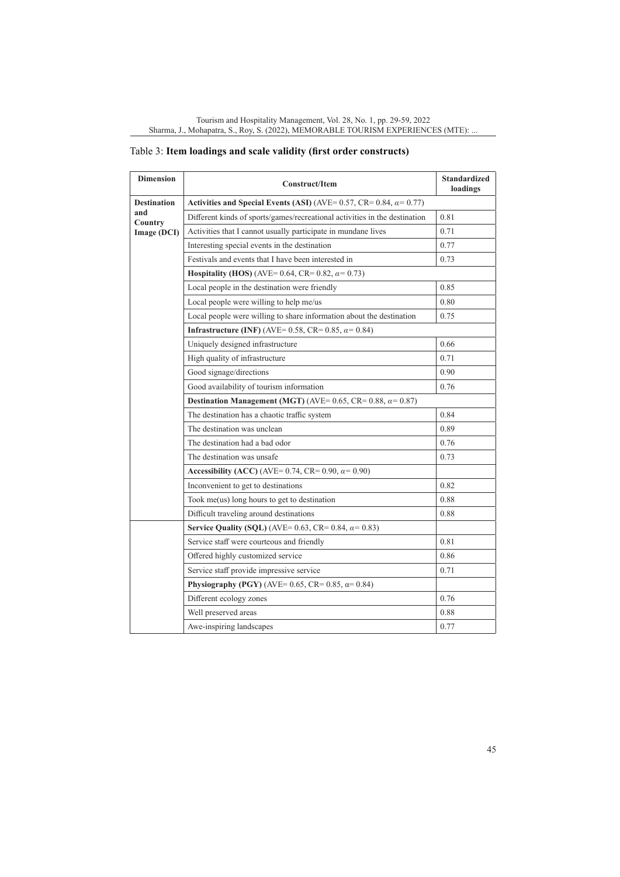Table 3: **Item loadings and scale validity (first order constructs)**

| Dimension | Construct/Item | Standardized loadings |
|---|---|---|
| **Destination and Country Image (DCI)** | **Activities and Special Events (ASI)** (AVE= 0.57, CR= 0.84, $\alpha$= 0.77) | |
| | Different kinds of sports/games/recreational activities in the destination | 0.81 |
| | Activities that I cannot usually participate in mundane lives | 0.71 |
| | Interesting special events in the destination | 0.77 |
| | Festivals and events that I have been interested in | 0.73 |
| | **Hospitality (HOS)** (AVE= 0.64, CR= 0.82, $\alpha$= 0.73) | |
| | Local people in the destination were friendly | 0.85 |
| | Local people were willing to help me/us | 0.80 |
| | Local people were willing to share information about the destination | 0.75 |
| | **Infrastructure (INF)** (AVE= 0.58, CR= 0.85, $\alpha$= 0.84) | |
| | Uniquely designed infrastructure | 0.66 |
| | High quality of infrastructure | 0.71 |
| | Good signage/directions | 0.90 |
| | Good availability of tourism information | 0.76 |
| | **Destination Management (MGT)** (AVE= 0.65, CR= 0.88, $\alpha$= 0.87) | |
| | The destination has a chaotic traffic system | 0.84 |
| | The destination was unclean | 0.89 |
| | The destination had a bad odor | 0.76 |
| | The destination was unsafe | 0.73 |
| | **Accessibility (ACC)** (AVE= 0.74, CR= 0.90, $\alpha$= 0.90) | |
| | Inconvenient to get to destinations | 0.82 |
| | Took me(us) long hours to get to destination | 0.88 |
| | Difficult traveling around destinations | 0.88 |
| | **Service Quality (SQL)** (AVE= 0.63, CR= 0.84, $\alpha$= 0.83) | |
| | Service staff were courteous and friendly | 0.81 |
| | Offered highly customized service | 0.86 |
| | Service staff provide impressive service | 0.71 |
| | **Physiography (PGY)** (AVE= 0.65, CR= 0.85, $\alpha$= 0.84) | |
| | Different ecology zones | 0.76 |
| | Well preserved areas | 0.88 |
| | Awe-inspiring landscapes | 0.77 |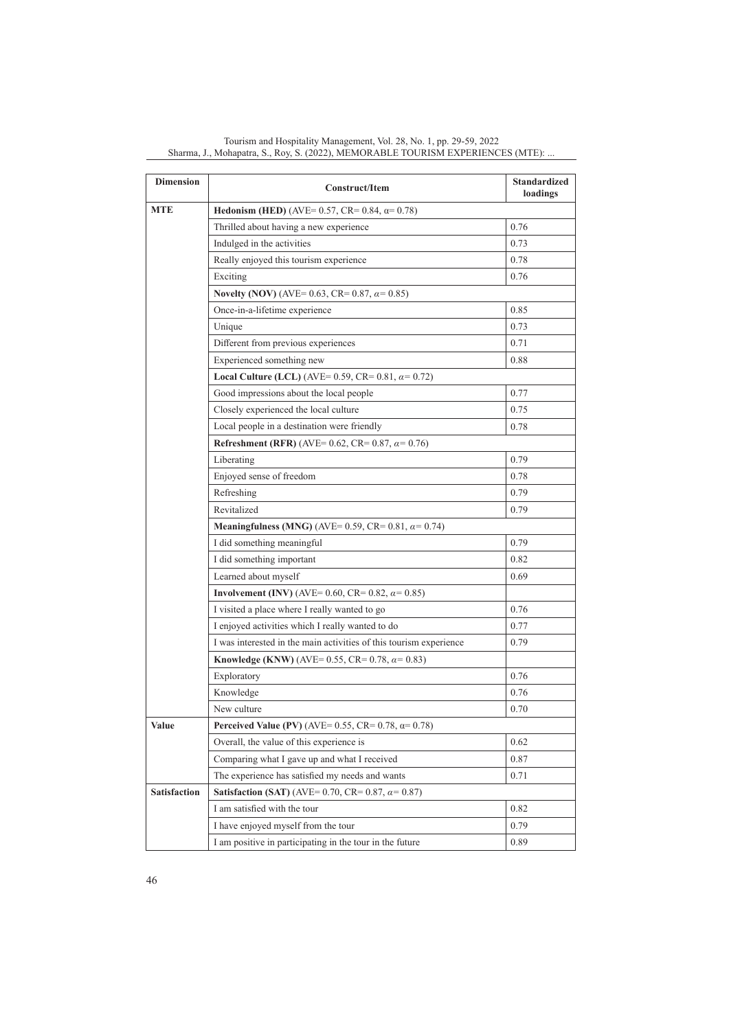| Dimension | Construct/Item | Standardized loadings |
|---|---|---|
| **MTE** | **Hedonism (HED)** (AVE= 0.57, CR= 0.84, α= 0.78) | |
| | Thrilled about having a new experience | 0.76 |
| | Indulged in the activities | 0.73 |
| | Really enjoyed this tourism experience | 0.78 |
| | Exciting | 0.76 |
| | **Novelty (NOV)** (AVE= 0.63, CR= 0.87, *α*= 0.85) | |
| | Once-in-a-lifetime experience | 0.85 |
| | Unique | 0.73 |
| | Different from previous experiences | 0.71 |
| | Experienced something new | 0.88 |
| | **Local Culture (LCL)** (AVE= 0.59, CR= 0.81, *α*= 0.72) | |
| | Good impressions about the local people | 0.77 |
| | Closely experienced the local culture | 0.75 |
| | Local people in a destination were friendly | 0.78 |
| | **Refreshment (RFR)** (AVE= 0.62, CR= 0.87, *α*= 0.76) | |
| | Liberating | 0.79 |
| | Enjoyed sense of freedom | 0.78 |
| | Refreshing | 0.79 |
| | Revitalized | 0.79 |
| | **Meaningfulness (MNG)** (AVE= 0.59, CR= 0.81, *α*= 0.74) | |
| | I did something meaningful | 0.79 |
| | I did something important | 0.82 |
| | Learned about myself | 0.69 |
| | **Involvement (INV)** (AVE= 0.60, CR= 0.82, *α*= 0.85) | |
| | I visited a place where I really wanted to go | 0.76 |
| | I enjoyed activities which I really wanted to do | 0.77 |
| | I was interested in the main activities of this tourism experience | 0.79 |
| | **Knowledge (KNW)** (AVE= 0.55, CR= 0.78, *α*= 0.83) | |
| | Exploratory | 0.76 |
| | Knowledge | 0.76 |
| | New culture | 0.70 |
| **Value** | **Perceived Value (PV)** (AVE= 0.55, CR= 0.78, α= 0.78) | |
| | Overall, the value of this experience is | 0.62 |
| | Comparing what I gave up and what I received | 0.87 |
| | The experience has satisfied my needs and wants | 0.71 |
| **Satisfaction** | **Satisfaction (SAT)** (AVE= 0.70, CR= 0.87, *α*= 0.87) | |
| | I am satisfied with the tour | 0.82 |
| | I have enjoyed myself from the tour | 0.79 |
| | I am positive in participating in the tour in the future | 0.89 |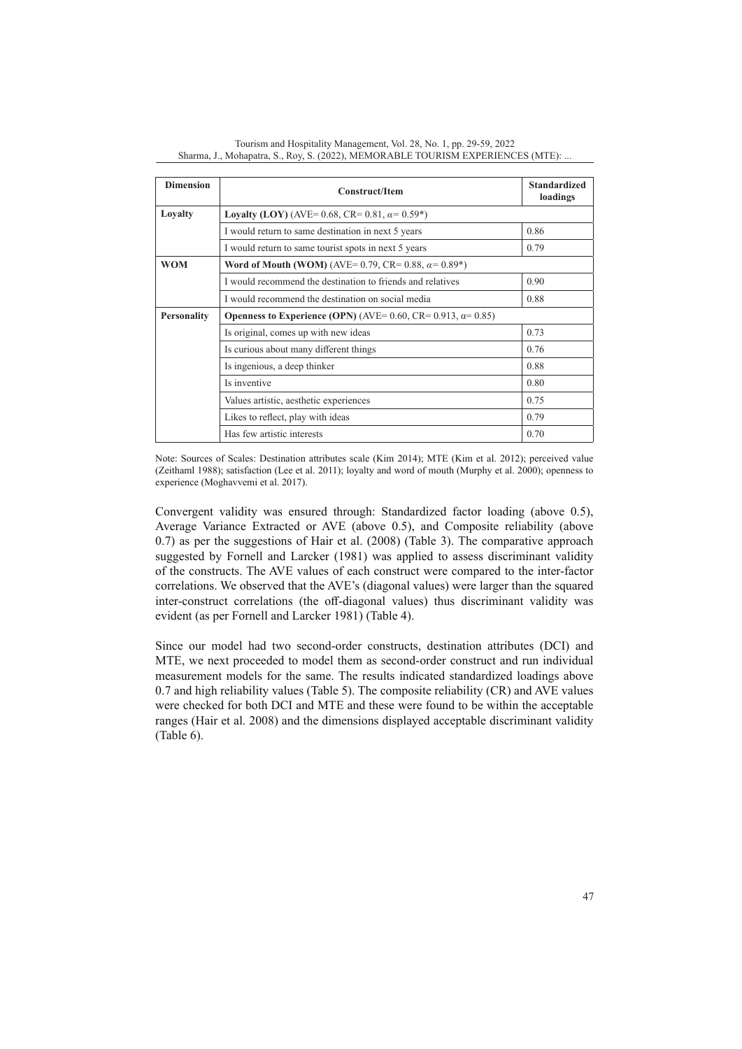| Dimension | Construct/Item | Standardized loadings |
|---|---|---|
| **Loyalty** | **Loyalty (LOY)** (AVE= 0.68, CR= 0.81, $\alpha$= 0.59*) | |
| | I would return to same destination in next 5 years | 0.86 |
| | I would return to same tourist spots in next 5 years | 0.79 |
| **WOM** | **Word of Mouth (WOM)** (AVE= 0.79, CR= 0.88, $\alpha$= 0.89*) | |
| | I would recommend the destination to friends and relatives | 0.90 |
| | I would recommend the destination on social media | 0.88 |
| **Personality** | **Openness to Experience (OPN)** (AVE= 0.60, CR= 0.913, $\alpha$= 0.85) | |
| | Is original, comes up with new ideas | 0.73 |
| | Is curious about many different things | 0.76 |
| | Is ingenious, a deep thinker | 0.88 |
| | Is inventive | 0.80 |
| | Values artistic, aesthetic experiences | 0.75 |
| | Likes to reflect, play with ideas | 0.79 |
| | Has few artistic interests | 0.70 |

Note: Sources of Scales: Destination attributes scale (Kim 2014); MTE (Kim et al. 2012); perceived value (Zeithaml 1988); satisfaction (Lee et al. 2011); loyalty and word of mouth (Murphy et al. 2000); openness to experience (Moghavvemi et al. 2017).

Convergent validity was ensured through: Standardized factor loading (above 0.5), Average Variance Extracted or AVE (above 0.5), and Composite reliability (above 0.7) as per the suggestions of Hair et al. (2008) (Table 3). The comparative approach suggested by Fornell and Larcker (1981) was applied to assess discriminant validity of the constructs. The AVE values of each construct were compared to the inter-factor correlations. We observed that the AVE's (diagonal values) were larger than the squared inter-construct correlations (the off-diagonal values) thus discriminant validity was evident (as per Fornell and Larcker 1981) (Table 4).

Since our model had two second-order constructs, destination attributes (DCI) and MTE, we next proceeded to model them as second-order construct and run individual measurement models for the same. The results indicated standardized loadings above 0.7 and high reliability values (Table 5). The composite reliability (CR) and AVE values were checked for both DCI and MTE and these were found to be within the acceptable ranges (Hair et al. 2008) and the dimensions displayed acceptable discriminant validity (Table 6).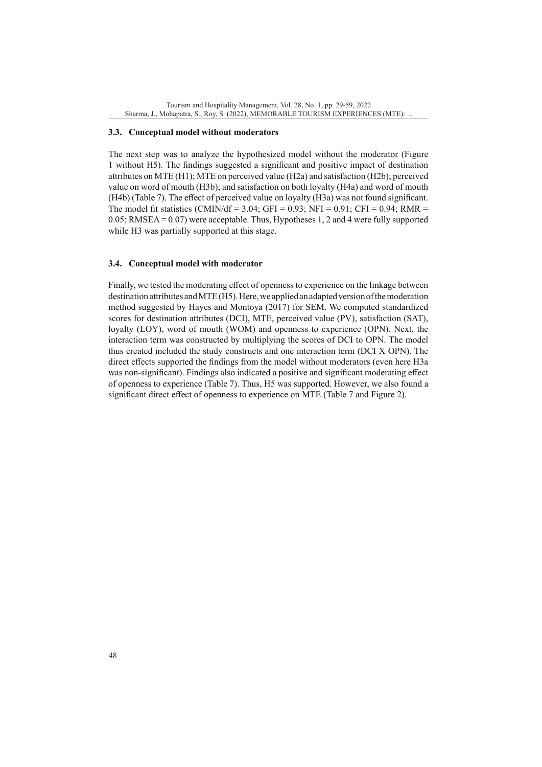### 3.3. Conceptual model without moderators

The next step was to analyze the hypothesized model without the moderator (Figure 1 without H5). The findings suggested a significant and positive impact of destination attributes on MTE (H1); MTE on perceived value (H2a) and satisfaction (H2b); perceived value on word of mouth (H3b); and satisfaction on both loyalty (H4a) and word of mouth (H4b) (Table 7). The effect of perceived value on loyalty (H3a) was not found significant. The model fit statistics (CMIN/df = 3.04; GFI = 0.93; NFI = 0.91; CFI = 0.94; RMR = 0.05; RMSEA = 0.07) were acceptable. Thus, Hypotheses 1, 2 and 4 were fully supported while H3 was partially supported at this stage.

### 3.4. Conceptual model with moderator

Finally, we tested the moderating effect of openness to experience on the linkage between destination attributes and MTE (H5). Here, we applied an adapted version of the moderation method suggested by Hayes and Montoya (2017) for SEM. We computed standardized scores for destination attributes (DCI), MTE, perceived value (PV), satisfaction (SAT), loyalty (LOY), word of mouth (WOM) and openness to experience (OPN). Next, the interaction term was constructed by multiplying the scores of DCI to OPN. The model thus created included the study constructs and one interaction term (DCI X OPN). The direct effects supported the findings from the model without moderators (even here H3a was non-significant). Findings also indicated a positive and significant moderating effect of openness to experience (Table 7). Thus, H5 was supported. However, we also found a significant direct effect of openness to experience on MTE (Table 7 and Figure 2).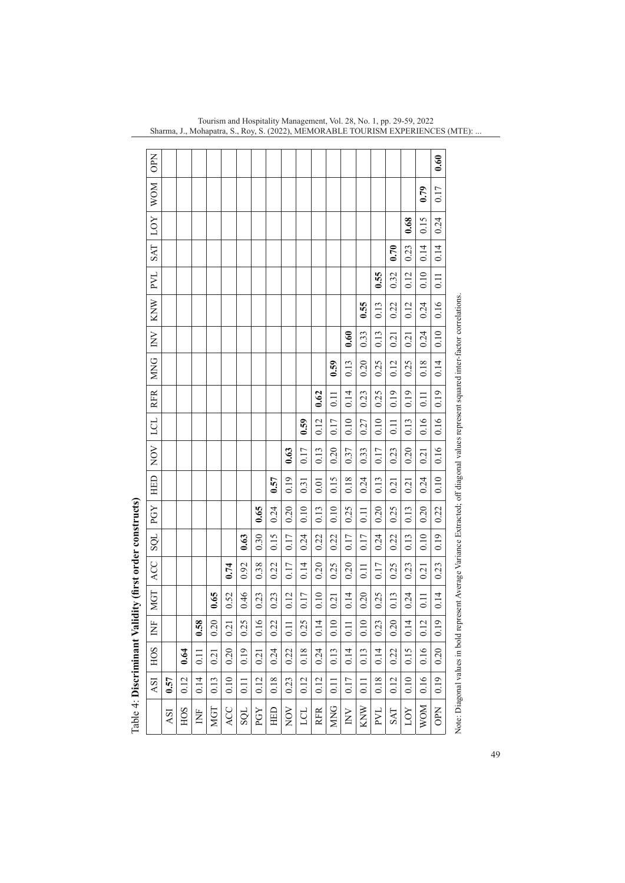Table 4: **Discriminant Validity (first order constructs)**

| | ASI | HOS | INF | MGT | ACC | SQL | PGY | HED | NOV | LCL | RFR | MNG | INV | KNW | PVL | SAT | LOY | WOM | OPN |
|---|---|---|---|---|---|---|---|---|---|---|---|---|---|---|---|---|---|---|---|
| ASI | **0.57** | | | | | | | | | | | | | | | | | | |
| HOS | 0.12 | **0.64** | | | | | | | | | | | | | | | | | |
| INF | 0.14 | 0.11 | **0.58** | | | | | | | | | | | | | | | | |
| MGT | 0.13 | 0.21 | 0.20 | **0.65** | | | | | | | | | | | | | | | |
| ACC | 0.10 | 0.20 | 0.21 | 0.52 | **0.74** | | | | | | | | | | | | | | |
| SQL | 0.11 | 0.19 | 0.25 | 0.46 | 0.92 | **0.63** | | | | | | | | | | | | | |
| PGY | 0.12 | 0.21 | 0.16 | 0.23 | 0.38 | 0.30 | **0.65** | | | | | | | | | | | | |
| HED | 0.18 | 0.24 | 0.22 | 0.23 | 0.22 | 0.15 | 0.24 | **0.57** | | | | | | | | | | | |
| NOV | 0.23 | 0.22 | 0.11 | 0.12 | 0.17 | 0.17 | 0.20 | 0.19 | **0.63** | | | | | | | | | | |
| LCL | 0.12 | 0.18 | 0.25 | 0.17 | 0.14 | 0.24 | 0.10 | 0.31 | 0.17 | **0.59** | | | | | | | | | |
| RFR | 0.12 | 0.24 | 0.14 | 0.10 | 0.20 | 0.22 | 0.13 | 0.01 | 0.13 | 0.12 | **0.62** | | | | | | | | |
| MNG | 0.11 | 0.13 | 0.10 | 0.21 | 0.25 | 0.22 | 0.10 | 0.15 | 0.20 | 0.17 | 0.11 | **0.59** | | | | | | | |
| INV | 0.17 | 0.14 | 0.11 | 0.14 | 0.20 | 0.17 | 0.25 | 0.18 | 0.37 | 0.10 | 0.14 | 0.13 | **0.60** | | | | | | |
| KNW | 0.11 | 0.13 | 0.10 | 0.20 | 0.11 | 0.17 | 0.11 | 0.24 | 0.33 | 0.27 | 0.23 | 0.20 | 0.33 | **0.55** | | | | | |
| PVL | 0.18 | 0.14 | 0.23 | 0.25 | 0.17 | 0.24 | 0.20 | 0.13 | 0.17 | 0.10 | 0.25 | 0.25 | 0.13 | 0.13 | **0.55** | | | | |
| SAT | 0.12 | 0.22 | 0.20 | 0.13 | 0.25 | 0.22 | 0.25 | 0.21 | 0.23 | 0.11 | 0.19 | 0.12 | 0.21 | 0.22 | 0.32 | **0.70** | | | |
| LOY | 0.10 | 0.15 | 0.14 | 0.24 | 0.23 | 0.13 | 0.13 | 0.21 | 0.20 | 0.13 | 0.19 | 0.25 | 0.21 | 0.12 | 0.12 | 0.23 | **0.68** | | |
| WOM | 0.16 | 0.16 | 0.12 | 0.11 | 0.21 | 0.10 | 0.20 | 0.24 | 0.21 | 0.16 | 0.11 | 0.18 | 0.24 | 0.24 | 0.10 | 0.14 | 0.15 | **0.79** | |
| OPN | 0.19 | 0.20 | 0.19 | 0.14 | 0.23 | 0.19 | 0.22 | 0.10 | 0.16 | 0.16 | 0.19 | 0.14 | 0.10 | 0.16 | 0.11 | 0.14 | 0.24 | 0.17 | **0.60** |

Note: Diagonal values in bold represent Average Variance Extracted; off diagonal values represent squared inter-factor correlations.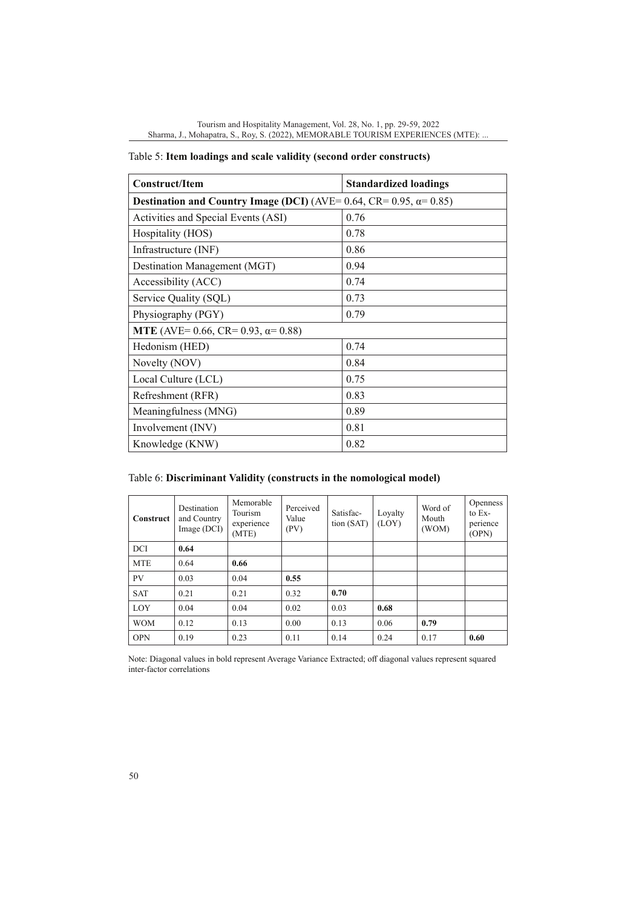Table 5: **Item loadings and scale validity (second order constructs)**

| Construct/Item | Standardized loadings |
|---|---|
| **Destination and Country Image (DCI)** (AVE= 0.64, CR= 0.95, α= 0.85) | |
| Activities and Special Events (ASI) | 0.76 |
| Hospitality (HOS) | 0.78 |
| Infrastructure (INF) | 0.86 |
| Destination Management (MGT) | 0.94 |
| Accessibility (ACC) | 0.74 |
| Service Quality (SQL) | 0.73 |
| Physiography (PGY) | 0.79 |
| **MTE** (AVE= 0.66, CR= 0.93, α= 0.88) | |
| Hedonism (HED) | 0.74 |
| Novelty (NOV) | 0.84 |
| Local Culture (LCL) | 0.75 |
| Refreshment (RFR) | 0.83 |
| Meaningfulness (MNG) | 0.89 |
| Involvement (INV) | 0.81 |
| Knowledge (KNW) | 0.82 |

Table 6: **Discriminant Validity (constructs in the nomological model)**

| Construct | Destination and Country Image (DCI) | Memorable Tourism experience (MTE) | Perceived Value (PV) | Satisfaction (SAT) | Loyalty (LOY) | Word of Mouth (WOM) | Openness to Experience (OPN) |
|---|---|---|---|---|---|---|---|
| DCI | **0.64** | | | | | | |
| MTE | 0.64 | **0.66** | | | | | |
| PV | 0.03 | 0.04 | **0.55** | | | | |
| SAT | 0.21 | 0.21 | 0.32 | **0.70** | | | |
| LOY | 0.04 | 0.04 | 0.02 | 0.03 | **0.68** | | |
| WOM | 0.12 | 0.13 | 0.00 | 0.13 | 0.06 | **0.79** | |
| OPN | 0.19 | 0.23 | 0.11 | 0.14 | 0.24 | 0.17 | **0.60** |

Note: Diagonal values in bold represent Average Variance Extracted; off diagonal values represent squared inter-factor correlations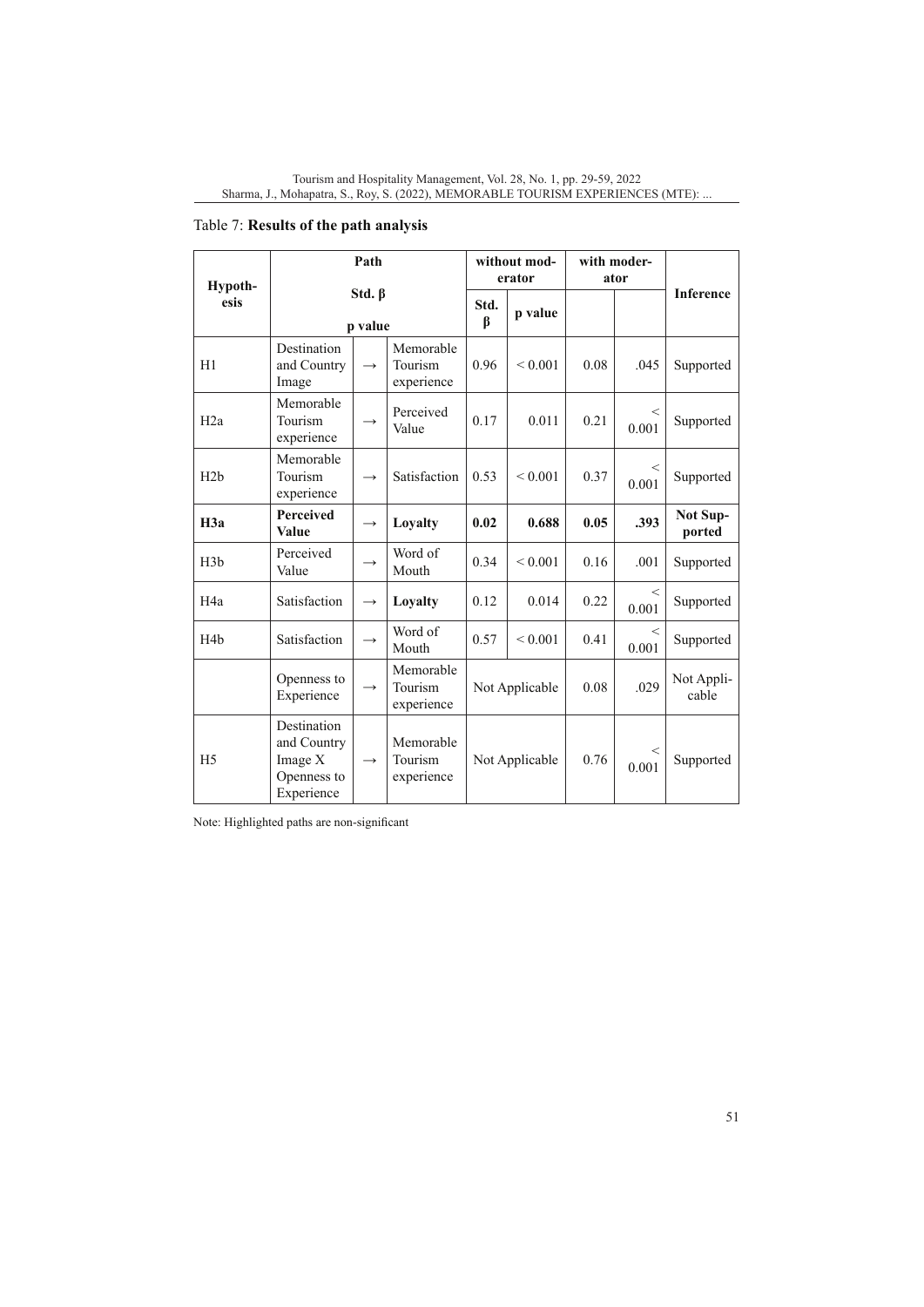Table 7: **Results of the path analysis**

| Hypoth-esis | Path Std. β p value | | | without moderator | | with moderator | | Inference |
|---|---|---|---|---|---|---|---|---|
| | | | | Std. β | p value | | | |
| H1 | Destination and Country Image | → | Memorable Tourism experience | 0.96 | < 0.001 | 0.08 | .045 | Supported |
| H2a | Memorable Tourism experience | → | Perceived Value | 0.17 | 0.011 | 0.21 | < 0.001 | Supported |
| H2b | Memorable Tourism experience | → | Satisfaction | 0.53 | < 0.001 | 0.37 | < 0.001 | Supported |
| **H3a** | **Perceived Value** | → | **Loyalty** | **0.02** | **0.688** | **0.05** | **.393** | **Not Supported** |
| H3b | Perceived Value | → | Word of Mouth | 0.34 | < 0.001 | 0.16 | .001 | Supported |
| H4a | Satisfaction | → | **Loyalty** | 0.12 | 0.014 | 0.22 | < 0.001 | Supported |
| H4b | Satisfaction | → | Word of Mouth | 0.57 | < 0.001 | 0.41 | < 0.001 | Supported |
| | Openness to Experience | → | Memorable Tourism experience | Not Applicable | | 0.08 | .029 | Not Applicable |
| H5 | Destination and Country Image X Openness to Experience | → | Memorable Tourism experience | Not Applicable | | 0.76 | < 0.001 | Supported |

Note: Highlighted paths are non-significant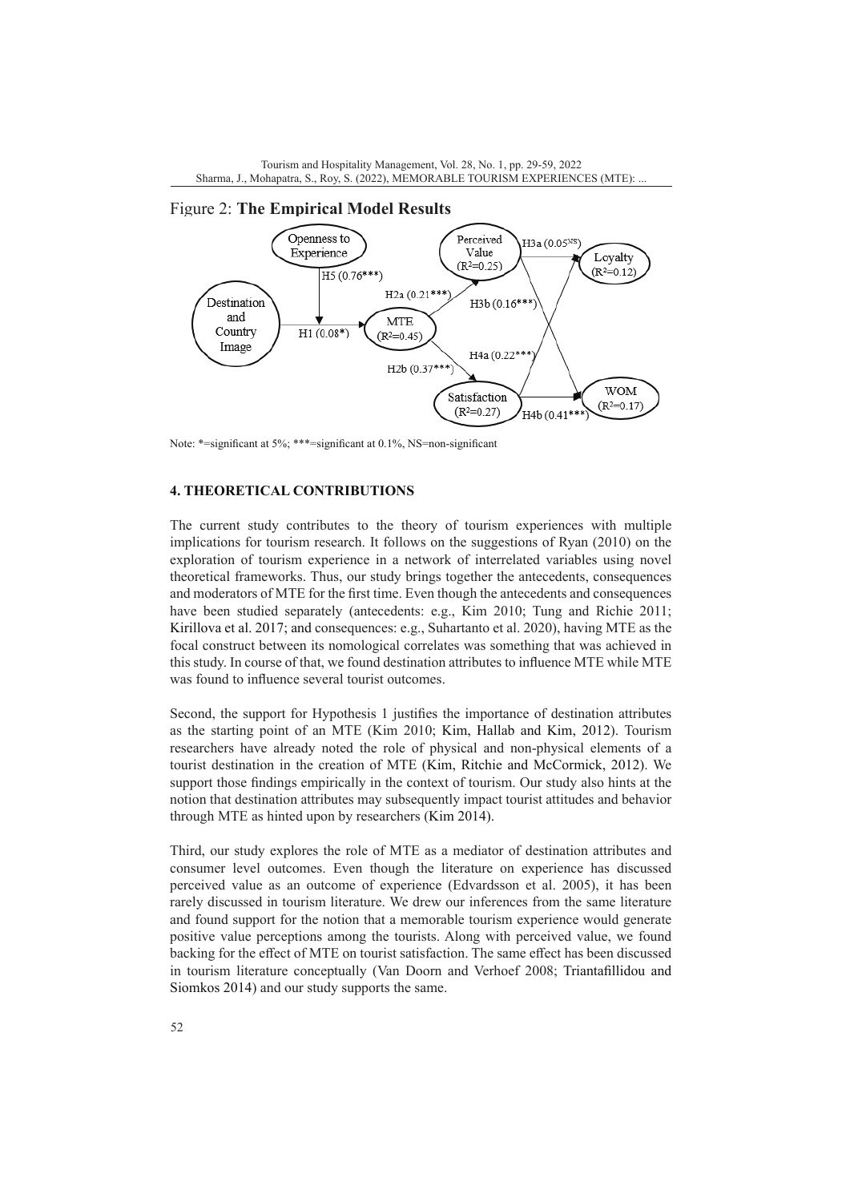Figure 2: **The Empirical Model Results**

Note: *=significant at 5%; ***=significant at 0.1%, NS=non-significant

## 4. THEORETICAL CONTRIBUTIONS

The current study contributes to the theory of tourism experiences with multiple implications for tourism research. It follows on the suggestions of Ryan (2010) on the exploration of tourism experience in a network of interrelated variables using novel theoretical frameworks. Thus, our study brings together the antecedents, consequences and moderators of MTE for the first time. Even though the antecedents and consequences have been studied separately (antecedents: e.g., Kim 2010; Tung and Richie 2011; Kirillova et al. 2017; and consequences: e.g., Suhartanto et al. 2020), having MTE as the focal construct between its nomological correlates was something that was achieved in this study. In course of that, we found destination attributes to influence MTE while MTE was found to influence several tourist outcomes.

Second, the support for Hypothesis 1 justifies the importance of destination attributes as the starting point of an MTE (Kim 2010; Kim, Hallab and Kim, 2012). Tourism researchers have already noted the role of physical and non-physical elements of a tourist destination in the creation of MTE (Kim, Ritchie and McCormick, 2012). We support those findings empirically in the context of tourism. Our study also hints at the notion that destination attributes may subsequently impact tourist attitudes and behavior through MTE as hinted upon by researchers (Kim 2014).

Third, our study explores the role of MTE as a mediator of destination attributes and consumer level outcomes. Even though the literature on experience has discussed perceived value as an outcome of experience (Edvardsson et al. 2005), it has been rarely discussed in tourism literature. We drew our inferences from the same literature and found support for the notion that a memorable tourism experience would generate positive value perceptions among the tourists. Along with perceived value, we found backing for the effect of MTE on tourist satisfaction. The same effect has been discussed in tourism literature conceptually (Van Doorn and Verhoef 2008; Triantafillidou and Siomkos 2014) and our study supports the same.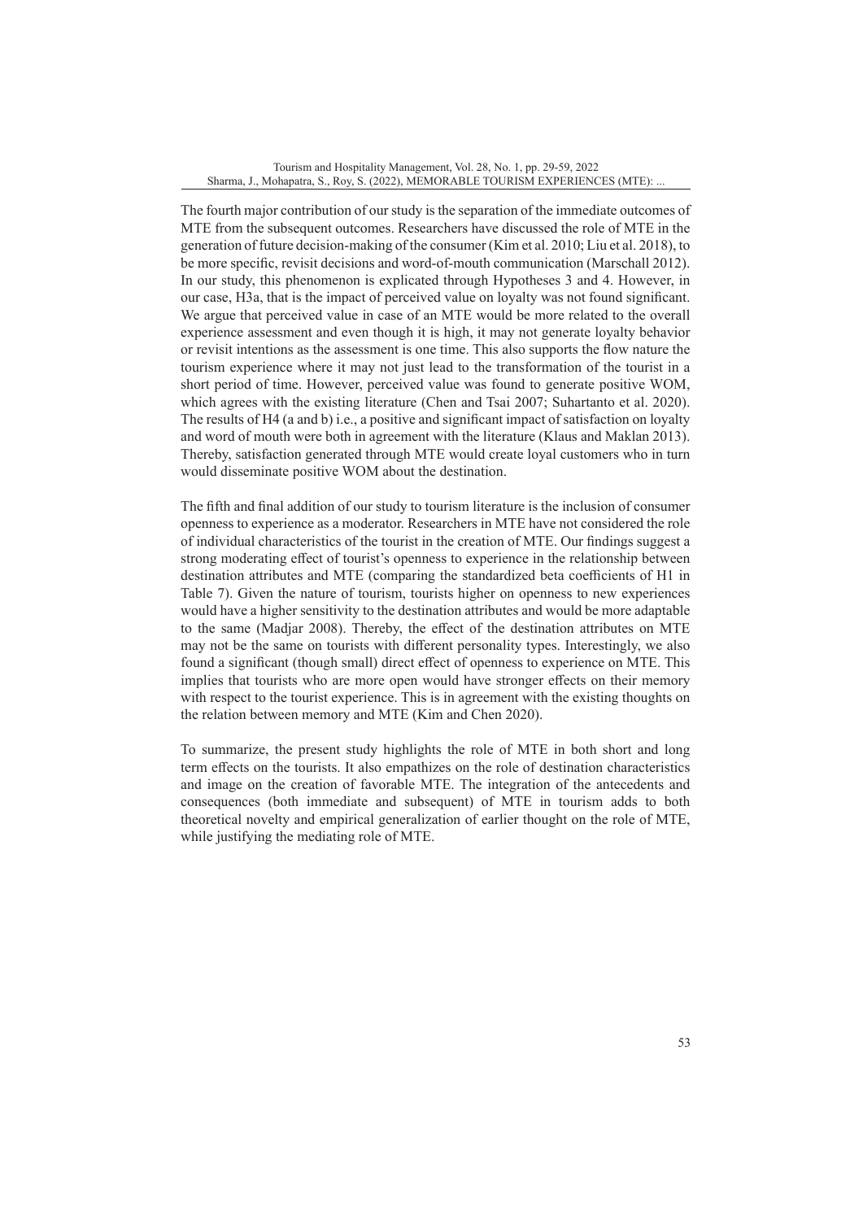The fourth major contribution of our study is the separation of the immediate outcomes of MTE from the subsequent outcomes. Researchers have discussed the role of MTE in the generation of future decision-making of the consumer (Kim et al. 2010; Liu et al. 2018), to be more specific, revisit decisions and word-of-mouth communication (Marschall 2012). In our study, this phenomenon is explicated through Hypotheses 3 and 4. However, in our case, H3a, that is the impact of perceived value on loyalty was not found significant. We argue that perceived value in case of an MTE would be more related to the overall experience assessment and even though it is high, it may not generate loyalty behavior or revisit intentions as the assessment is one time. This also supports the flow nature the tourism experience where it may not just lead to the transformation of the tourist in a short period of time. However, perceived value was found to generate positive WOM, which agrees with the existing literature (Chen and Tsai 2007; Suhartanto et al. 2020). The results of H4 (a and b) i.e., a positive and significant impact of satisfaction on loyalty and word of mouth were both in agreement with the literature (Klaus and Maklan 2013). Thereby, satisfaction generated through MTE would create loyal customers who in turn would disseminate positive WOM about the destination.

The fifth and final addition of our study to tourism literature is the inclusion of consumer openness to experience as a moderator. Researchers in MTE have not considered the role of individual characteristics of the tourist in the creation of MTE. Our findings suggest a strong moderating effect of tourist's openness to experience in the relationship between destination attributes and MTE (comparing the standardized beta coefficients of H1 in Table 7). Given the nature of tourism, tourists higher on openness to new experiences would have a higher sensitivity to the destination attributes and would be more adaptable to the same (Madjar 2008). Thereby, the effect of the destination attributes on MTE may not be the same on tourists with different personality types. Interestingly, we also found a significant (though small) direct effect of openness to experience on MTE. This implies that tourists who are more open would have stronger effects on their memory with respect to the tourist experience. This is in agreement with the existing thoughts on the relation between memory and MTE (Kim and Chen 2020).

To summarize, the present study highlights the role of MTE in both short and long term effects on the tourists. It also empathizes on the role of destination characteristics and image on the creation of favorable MTE. The integration of the antecedents and consequences (both immediate and subsequent) of MTE in tourism adds to both theoretical novelty and empirical generalization of earlier thought on the role of MTE, while justifying the mediating role of MTE.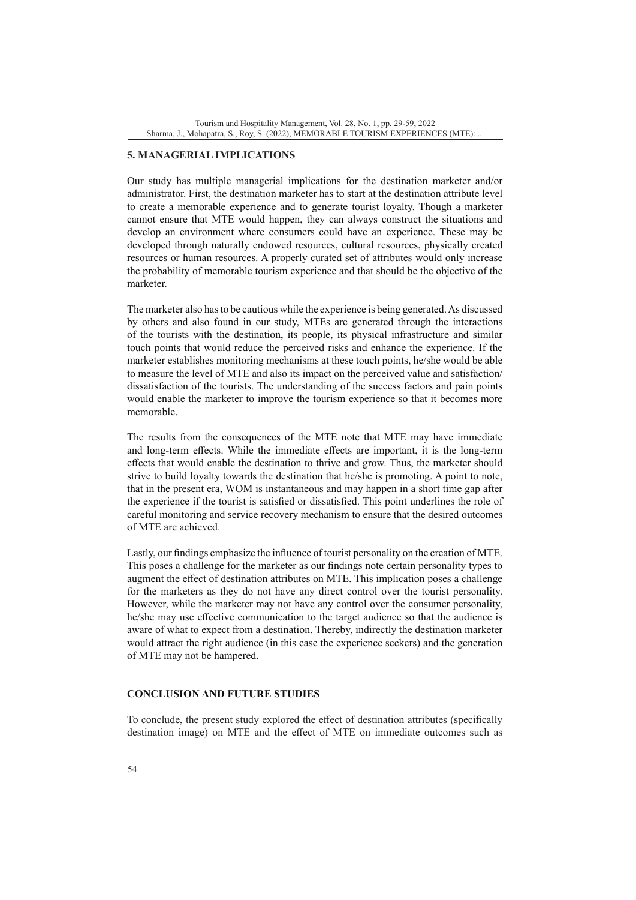## 5. MANAGERIAL IMPLICATIONS

Our study has multiple managerial implications for the destination marketer and/or administrator. First, the destination marketer has to start at the destination attribute level to create a memorable experience and to generate tourist loyalty. Though a marketer cannot ensure that MTE would happen, they can always construct the situations and develop an environment where consumers could have an experience. These may be developed through naturally endowed resources, cultural resources, physically created resources or human resources. A properly curated set of attributes would only increase the probability of memorable tourism experience and that should be the objective of the marketer.

The marketer also has to be cautious while the experience is being generated. As discussed by others and also found in our study, MTEs are generated through the interactions of the tourists with the destination, its people, its physical infrastructure and similar touch points that would reduce the perceived risks and enhance the experience. If the marketer establishes monitoring mechanisms at these touch points, he/she would be able to measure the level of MTE and also its impact on the perceived value and satisfaction/ dissatisfaction of the tourists. The understanding of the success factors and pain points would enable the marketer to improve the tourism experience so that it becomes more memorable.

The results from the consequences of the MTE note that MTE may have immediate and long-term effects. While the immediate effects are important, it is the long-term effects that would enable the destination to thrive and grow. Thus, the marketer should strive to build loyalty towards the destination that he/she is promoting. A point to note, that in the present era, WOM is instantaneous and may happen in a short time gap after the experience if the tourist is satisfied or dissatisfied. This point underlines the role of careful monitoring and service recovery mechanism to ensure that the desired outcomes of MTE are achieved.

Lastly, our findings emphasize the influence of tourist personality on the creation of MTE. This poses a challenge for the marketer as our findings note certain personality types to augment the effect of destination attributes on MTE. This implication poses a challenge for the marketers as they do not have any direct control over the tourist personality. However, while the marketer may not have any control over the consumer personality, he/she may use effective communication to the target audience so that the audience is aware of what to expect from a destination. Thereby, indirectly the destination marketer would attract the right audience (in this case the experience seekers) and the generation of MTE may not be hampered.

## CONCLUSION AND FUTURE STUDIES

To conclude, the present study explored the effect of destination attributes (specifically destination image) on MTE and the effect of MTE on immediate outcomes such as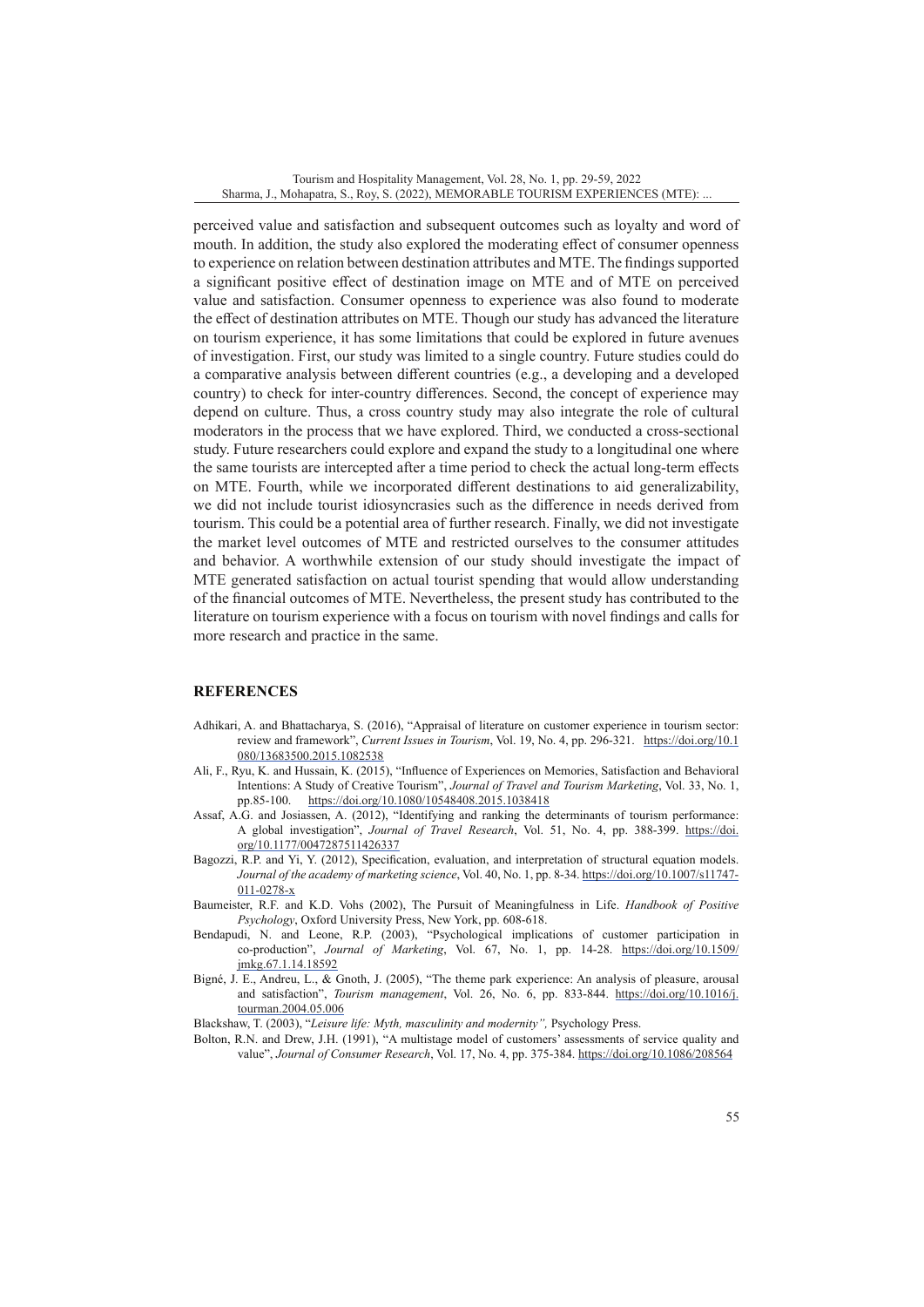perceived value and satisfaction and subsequent outcomes such as loyalty and word of mouth. In addition, the study also explored the moderating effect of consumer openness to experience on relation between destination attributes and MTE. The findings supported a significant positive effect of destination image on MTE and of MTE on perceived value and satisfaction. Consumer openness to experience was also found to moderate the effect of destination attributes on MTE. Though our study has advanced the literature on tourism experience, it has some limitations that could be explored in future avenues of investigation. First, our study was limited to a single country. Future studies could do a comparative analysis between different countries (e.g., a developing and a developed country) to check for inter-country differences. Second, the concept of experience may depend on culture. Thus, a cross country study may also integrate the role of cultural moderators in the process that we have explored. Third, we conducted a cross-sectional study. Future researchers could explore and expand the study to a longitudinal one where the same tourists are intercepted after a time period to check the actual long-term effects on MTE. Fourth, while we incorporated different destinations to aid generalizability, we did not include tourist idiosyncrasies such as the difference in needs derived from tourism. This could be a potential area of further research. Finally, we did not investigate the market level outcomes of MTE and restricted ourselves to the consumer attitudes and behavior. A worthwhile extension of our study should investigate the impact of MTE generated satisfaction on actual tourist spending that would allow understanding of the financial outcomes of MTE. Nevertheless, the present study has contributed to the literature on tourism experience with a focus on tourism with novel findings and calls for more research and practice in the same.

## REFERENCES

Adhikari, A. and Bhattacharya, S. (2016), "Appraisal of literature on customer experience in tourism sector: review and framework", *Current Issues in Tourism*, Vol. 19, No. 4, pp. 296-321. https://doi.org/10.1080/13683500.2015.1082538

Ali, F., Ryu, K. and Hussain, K. (2015), "Influence of Experiences on Memories, Satisfaction and Behavioral Intentions: A Study of Creative Tourism", *Journal of Travel and Tourism Marketing*, Vol. 33, No. 1, pp.85-100. https://doi.org/10.1080/10548408.2015.1038418

Assaf, A.G. and Josiassen, A. (2012), "Identifying and ranking the determinants of tourism performance: A global investigation", *Journal of Travel Research*, Vol. 51, No. 4, pp. 388-399. https://doi.org/10.1177/0047287511426337

Bagozzi, R.P. and Yi, Y. (2012), Specification, evaluation, and interpretation of structural equation models. *Journal of the academy of marketing science*, Vol. 40, No. 1, pp. 8-34. https://doi.org/10.1007/s11747-011-0278-x

Baumeister, R.F. and K.D. Vohs (2002), The Pursuit of Meaningfulness in Life. *Handbook of Positive Psychology*, Oxford University Press, New York, pp. 608-618.

Bendapudi, N. and Leone, R.P. (2003), "Psychological implications of customer participation in co-production", *Journal of Marketing*, Vol. 67, No. 1, pp. 14-28. https://doi.org/10.1509/jmkg.67.1.14.18592

Bigné, J. E., Andreu, L., & Gnoth, J. (2005), "The theme park experience: An analysis of pleasure, arousal and satisfaction", *Tourism management*, Vol. 26, No. 6, pp. 833-844. https://doi.org/10.1016/j.tourman.2004.05.006

Blackshaw, T. (2003), "*Leisure life: Myth, masculinity and modernity",* Psychology Press.

Bolton, R.N. and Drew, J.H. (1991), "A multistage model of customers' assessments of service quality and value", *Journal of Consumer Research*, Vol. 17, No. 4, pp. 375-384. https://doi.org/10.1086/208564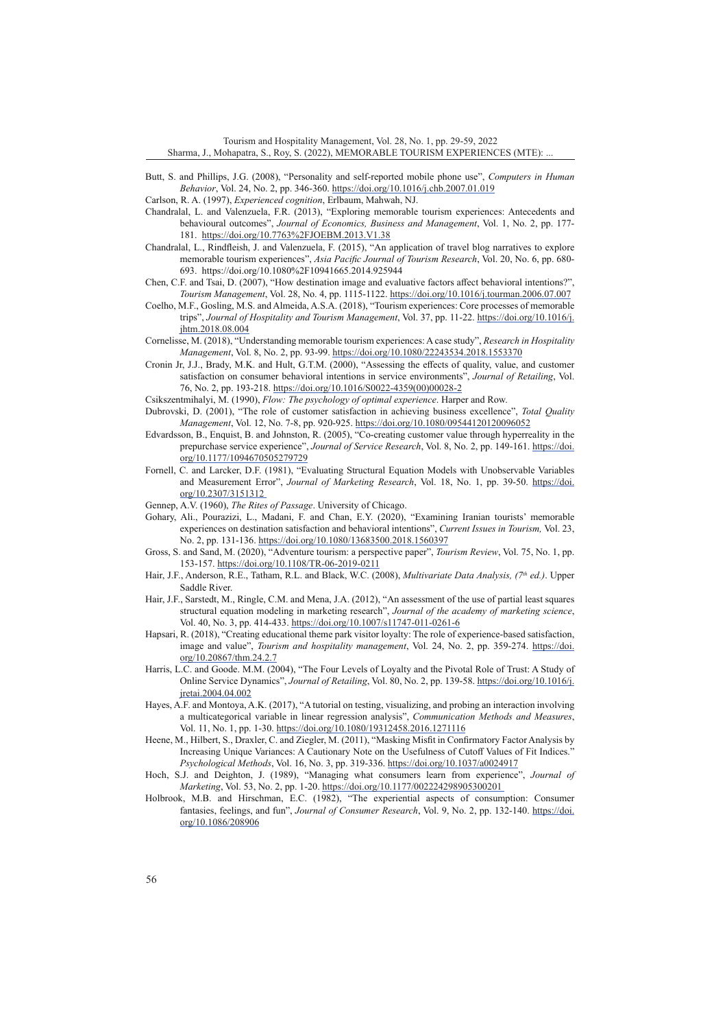Butt, S. and Phillips, J.G. (2008), "Personality and self-reported mobile phone use", *Computers in Human Behavior*, Vol. 24, No. 2, pp. 346-360. https://doi.org/10.1016/j.chb.2007.01.019

Carlson, R. A. (1997), *Experienced cognition*, Erlbaum, Mahwah, NJ.

Chandralal, L. and Valenzuela, F.R. (2013), "Exploring memorable tourism experiences: Antecedents and behavioural outcomes", *Journal of Economics, Business and Management*, Vol. 1, No. 2, pp. 177-181. https://doi.org/10.7763%2FJOEBM.2013.V1.38

Chandralal, L., Rindfleish, J. and Valenzuela, F. (2015), "An application of travel blog narratives to explore memorable tourism experiences", *Asia Pacific Journal of Tourism Research*, Vol. 20, No. 6, pp. 680-693. https://doi.org/10.1080%2F10941665.2014.925944

Chen, C.F. and Tsai, D. (2007), "How destination image and evaluative factors affect behavioral intentions?", *Tourism Management*, Vol. 28, No. 4, pp. 1115-1122. https://doi.org/10.1016/j.tourman.2006.07.007

Coelho, M.F., Gosling, M.S. and Almeida, A.S.A. (2018), "Tourism experiences: Core processes of memorable trips", *Journal of Hospitality and Tourism Management*, Vol. 37, pp. 11-22. https://doi.org/10.1016/j.jhtm.2018.08.004

Cornelisse, M. (2018), "Understanding memorable tourism experiences: A case study", *Research in Hospitality Management*, Vol. 8, No. 2, pp. 93-99. https://doi.org/10.1080/22243534.2018.1553370

Cronin Jr, J.J., Brady, M.K. and Hult, G.T.M. (2000), "Assessing the effects of quality, value, and customer satisfaction on consumer behavioral intentions in service environments", *Journal of Retailing*, Vol. 76, No. 2, pp. 193-218. https://doi.org/10.1016/S0022-4359(00)00028-2

Csikszentmihalyi, M. (1990), *Flow: The psychology of optimal experience*. Harper and Row.

Dubrovski, D. (2001), "The role of customer satisfaction in achieving business excellence", *Total Quality Management*, Vol. 12, No. 7-8, pp. 920-925. https://doi.org/10.1080/09544120120096052

Edvardsson, B., Enquist, B. and Johnston, R. (2005), "Co-creating customer value through hyperreality in the prepurchase service experience", *Journal of Service Research*, Vol. 8, No. 2, pp. 149-161. https://doi.org/10.1177/1094670505279729

Fornell, C. and Larcker, D.F. (1981), "Evaluating Structural Equation Models with Unobservable Variables and Measurement Error", *Journal of Marketing Research*, Vol. 18, No. 1, pp. 39-50. https://doi.org/10.2307/3151312

Gennep, A.V. (1960), *The Rites of Passage*. University of Chicago.

Gohary, Ali., Pourazizi, L., Madani, F. and Chan, E.Y. (2020), "Examining Iranian tourists' memorable experiences on destination satisfaction and behavioral intentions", *Current Issues in Tourism,* Vol. 23, No. 2, pp. 131-136. https://doi.org/10.1080/13683500.2018.1560397

Gross, S. and Sand, M. (2020), "Adventure tourism: a perspective paper", *Tourism Review*, Vol. 75, No. 1, pp. 153-157. https://doi.org/10.1108/TR-06-2019-0211

Hair, J.F., Anderson, R.E., Tatham, R.L. and Black, W.C. (2008), *Multivariate Data Analysis, (7th ed.)*. Upper Saddle River.

Hair, J.F., Sarstedt, M., Ringle, C.M. and Mena, J.A. (2012), "An assessment of the use of partial least squares structural equation modeling in marketing research", *Journal of the academy of marketing science*, Vol. 40, No. 3, pp. 414-433. https://doi.org/10.1007/s11747-011-0261-6

Hapsari, R. (2018), "Creating educational theme park visitor loyalty: The role of experience-based satisfaction, image and value", *Tourism and hospitality management*, Vol. 24, No. 2, pp. 359-274. https://doi.org/10.20867/thm.24.2.7

Harris, L.C. and Goode. M.M. (2004), "The Four Levels of Loyalty and the Pivotal Role of Trust: A Study of Online Service Dynamics", *Journal of Retailing*, Vol. 80, No. 2, pp. 139-58. https://doi.org/10.1016/j.jretai.2004.04.002

Hayes, A.F. and Montoya, A.K. (2017), "A tutorial on testing, visualizing, and probing an interaction involving a multicategorical variable in linear regression analysis", *Communication Methods and Measures*, Vol. 11, No. 1, pp. 1-30. https://doi.org/10.1080/19312458.2016.1271116

Heene, M., Hilbert, S., Draxler, C. and Ziegler, M. (2011), "Masking Misfit in Confirmatory Factor Analysis by Increasing Unique Variances: A Cautionary Note on the Usefulness of Cutoff Values of Fit Indices." *Psychological Methods*, Vol. 16, No. 3, pp. 319-336. https://doi.org/10.1037/a0024917

Hoch, S.J. and Deighton, J. (1989), "Managing what consumers learn from experience", *Journal of Marketing*, Vol. 53, No. 2, pp. 1-20. https://doi.org/10.1177/002224298905300201

Holbrook, M.B. and Hirschman, E.C. (1982), "The experiential aspects of consumption: Consumer fantasies, feelings, and fun", *Journal of Consumer Research*, Vol. 9, No. 2, pp. 132-140. https://doi.org/10.1086/208906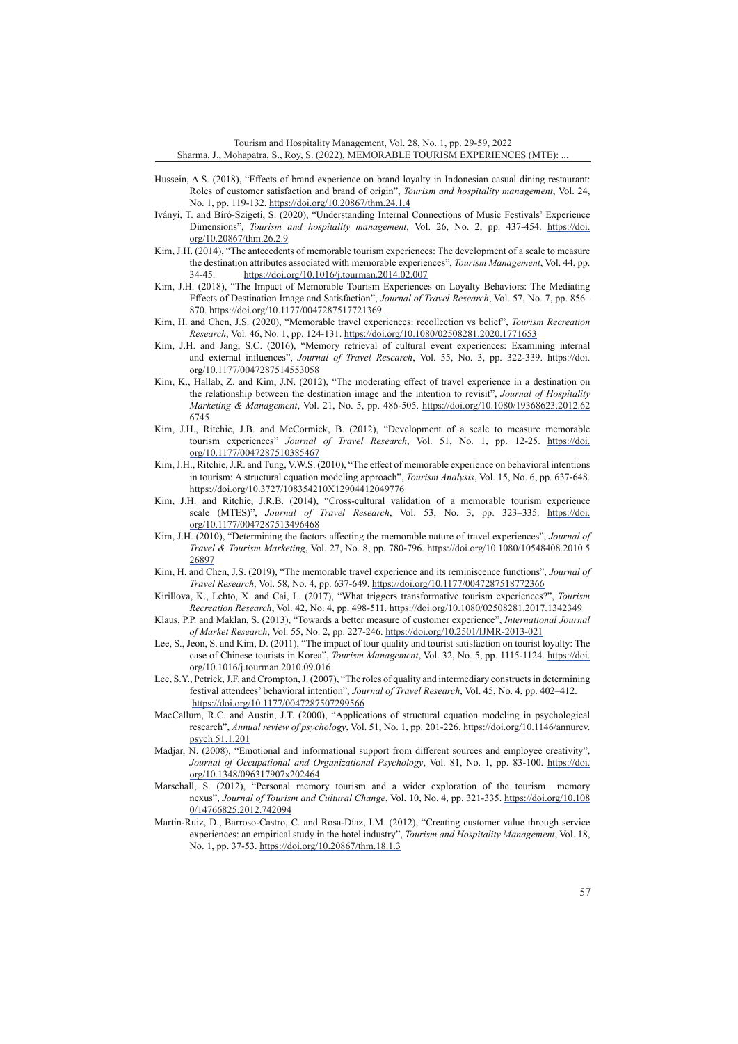Hussein, A.S. (2018), "Effects of brand experience on brand loyalty in Indonesian casual dining restaurant: Roles of customer satisfaction and brand of origin", *Tourism and hospitality management*, Vol. 24, No. 1, pp. 119-132. https://doi.org/10.20867/thm.24.1.4

Iványi, T. and Bíró-Szigeti, S. (2020), "Understanding Internal Connections of Music Festivals' Experience Dimensions", *Tourism and hospitality management*, Vol. 26, No. 2, pp. 437-454. https://doi.org/10.20867/thm.26.2.9

Kim, J.H. (2014), "The antecedents of memorable tourism experiences: The development of a scale to measure the destination attributes associated with memorable experiences", *Tourism Management*, Vol. 44, pp. 34-45. https://doi.org/10.1016/j.tourman.2014.02.007

Kim, J.H. (2018), "The Impact of Memorable Tourism Experiences on Loyalty Behaviors: The Mediating Effects of Destination Image and Satisfaction", *Journal of Travel Research*, Vol. 57, No. 7, pp. 856–870. https://doi.org/10.1177/0047287517721369

Kim, H. and Chen, J.S. (2020), "Memorable travel experiences: recollection vs belief", *Tourism Recreation Research*, Vol. 46, No. 1, pp. 124-131. https://doi.org/10.1080/02508281.2020.1771653

Kim, J.H. and Jang, S.C. (2016), "Memory retrieval of cultural event experiences: Examining internal and external influences", *Journal of Travel Research*, Vol. 55, No. 3, pp. 322-339. https://doi.org/10.1177/0047287514553058

Kim, K., Hallab, Z. and Kim, J.N. (2012), "The moderating effect of travel experience in a destination on the relationship between the destination image and the intention to revisit", *Journal of Hospitality Marketing & Management*, Vol. 21, No. 5, pp. 486-505. https://doi.org/10.1080/19368623.2012.626745

Kim, J.H., Ritchie, J.B. and McCormick, B. (2012), "Development of a scale to measure memorable tourism experiences" *Journal of Travel Research*, Vol. 51, No. 1, pp. 12-25. https://doi.org/10.1177/0047287510385467

Kim, J.H., Ritchie, J.R. and Tung, V.W.S. (2010), "The effect of memorable experience on behavioral intentions in tourism: A structural equation modeling approach", *Tourism Analysis*, Vol. 15, No. 6, pp. 637-648. https://doi.org/10.3727/108354210X12904412049776

Kim, J.H. and Ritchie, J.R.B. (2014), "Cross-cultural validation of a memorable tourism experience scale (MTES)", *Journal of Travel Research*, Vol. 53, No. 3, pp. 323–335. https://doi.org/10.1177/0047287513496468

Kim, J.H. (2010), "Determining the factors affecting the memorable nature of travel experiences", *Journal of Travel & Tourism Marketing*, Vol. 27, No. 8, pp. 780-796. https://doi.org/10.1080/10548408.2010.526897

Kim, H. and Chen, J.S. (2019), "The memorable travel experience and its reminiscence functions", *Journal of Travel Research*, Vol. 58, No. 4, pp. 637-649. https://doi.org/10.1177/0047287518772366

Kirillova, K., Lehto, X. and Cai, L. (2017), "What triggers transformative tourism experiences?", *Tourism Recreation Research*, Vol. 42, No. 4, pp. 498-511. https://doi.org/10.1080/02508281.2017.1342349

Klaus, P.P. and Maklan, S. (2013), "Towards a better measure of customer experience", *International Journal of Market Research*, Vol. 55, No. 2, pp. 227-246. https://doi.org/10.2501/IJMR-2013-021

Lee, S., Jeon, S. and Kim, D. (2011), "The impact of tour quality and tourist satisfaction on tourist loyalty: The case of Chinese tourists in Korea", *Tourism Management*, Vol. 32, No. 5, pp. 1115-1124. https://doi.org/10.1016/j.tourman.2010.09.016

Lee, S.Y., Petrick, J.F. and Crompton, J. (2007), "The roles of quality and intermediary constructs in determining festival attendees' behavioral intention", *Journal of Travel Research*, Vol. 45, No. 4, pp. 402–412. https://doi.org/10.1177/0047287507299566

MacCallum, R.C. and Austin, J.T. (2000), "Applications of structural equation modeling in psychological research", *Annual review of psychology*, Vol. 51, No. 1, pp. 201-226. https://doi.org/10.1146/annurev.psych.51.1.201

Madjar, N. (2008), "Emotional and informational support from different sources and employee creativity", *Journal of Occupational and Organizational Psychology*, Vol. 81, No. 1, pp. 83-100. https://doi.org/10.1348/096317907x202464

Marschall, S. (2012), "Personal memory tourism and a wider exploration of the tourism– memory nexus", *Journal of Tourism and Cultural Change*, Vol. 10, No. 4, pp. 321-335. https://doi.org/10.1080/14766825.2012.742094

Martín-Ruiz, D., Barroso-Castro, C. and Rosa-Díaz, I.M. (2012), "Creating customer value through service experiences: an empirical study in the hotel industry", *Tourism and Hospitality Management*, Vol. 18, No. 1, pp. 37-53. https://doi.org/10.20867/thm.18.1.3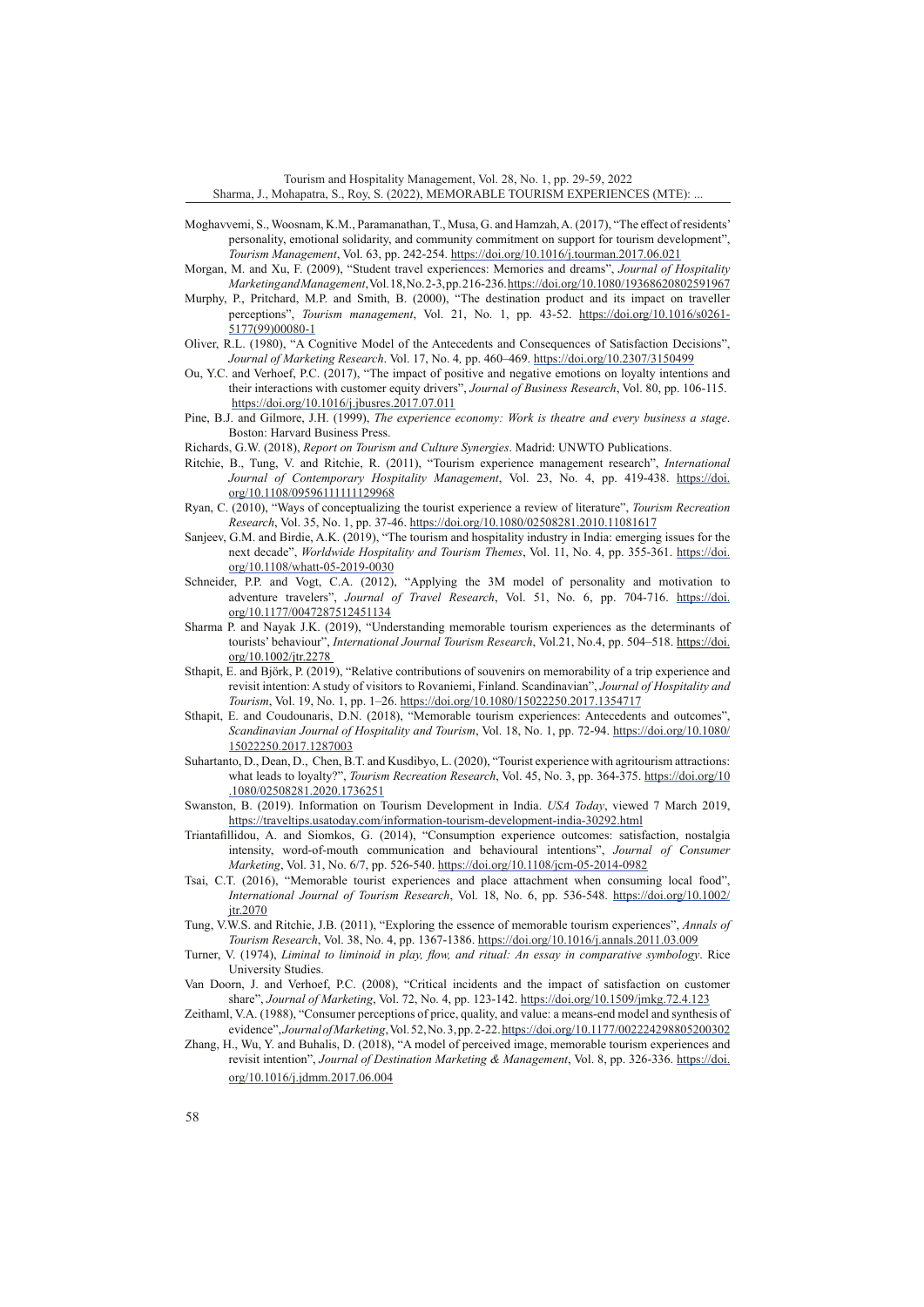Moghavvemi, S., Woosnam, K.M., Paramanathan, T., Musa, G. and Hamzah, A. (2017), "The effect of residents' personality, emotional solidarity, and community commitment on support for tourism development", *Tourism Management*, Vol. 63, pp. 242-254. https://doi.org/10.1016/j.tourman.2017.06.021

Morgan, M. and Xu, F. (2009), "Student travel experiences: Memories and dreams", *Journal of Hospitality Marketing and Management*, Vol. 18, No. 2-3, pp. 216-236. https://doi.org/10.1080/19368620802591967

Murphy, P., Pritchard, M.P. and Smith, B. (2000), "The destination product and its impact on traveller perceptions", *Tourism management*, Vol. 21, No. 1, pp. 43-52. https://doi.org/10.1016/s0261-5177(99)00080-1

Oliver, R.L. (1980), "A Cognitive Model of the Antecedents and Consequences of Satisfaction Decisions", *Journal of Marketing Research*. Vol. 17, No. 4*,* pp. 460–469. https://doi.org/10.2307/3150499

Ou, Y.C. and Verhoef, P.C. (2017), "The impact of positive and negative emotions on loyalty intentions and their interactions with customer equity drivers", *Journal of Business Research*, Vol. 80, pp. 106-115. https://doi.org/10.1016/j.jbusres.2017.07.011

Pine, B.J. and Gilmore, J.H. (1999), *The experience economy: Work is theatre and every business a stage*. Boston: Harvard Business Press.

Richards, G.W. (2018), *Report on Tourism and Culture Synergies*. Madrid: UNWTO Publications.

Ritchie, B., Tung, V. and Ritchie, R. (2011), "Tourism experience management research", *International Journal of Contemporary Hospitality Management*, Vol. 23, No. 4, pp. 419-438. https://doi.org/10.1108/09596111111129968

Ryan, C. (2010), "Ways of conceptualizing the tourist experience a review of literature", *Tourism Recreation Research*, Vol. 35, No. 1, pp. 37-46. https://doi.org/10.1080/02508281.2010.11081617

Sanjeev, G.M. and Birdie, A.K. (2019), "The tourism and hospitality industry in India: emerging issues for the next decade", *Worldwide Hospitality and Tourism Themes*, Vol. 11, No. 4, pp. 355-361. https://doi.org/10.1108/whatt-05-2019-0030

Schneider, P.P. and Vogt, C.A. (2012), "Applying the 3M model of personality and motivation to adventure travelers", *Journal of Travel Research*, Vol. 51, No. 6, pp. 704-716. https://doi.org/10.1177/0047287512451134

Sharma P. and Nayak J.K. (2019), "Understanding memorable tourism experiences as the determinants of tourists' behaviour", *International Journal Tourism Research*, Vol.21, No.4, pp. 504–518. https://doi.org/10.1002/jtr.2278

Sthapit, E. and Björk, P. (2019), "Relative contributions of souvenirs on memorability of a trip experience and revisit intention: A study of visitors to Rovaniemi, Finland. Scandinavian", *Journal of Hospitality and Tourism*, Vol. 19, No. 1, pp. 1–26. https://doi.org/10.1080/15022250.2017.1354717

Sthapit, E. and Coudounaris, D.N. (2018), "Memorable tourism experiences: Antecedents and outcomes", *Scandinavian Journal of Hospitality and Tourism*, Vol. 18, No. 1, pp. 72-94. https://doi.org/10.1080/15022250.2017.1287003

Suhartanto, D., Dean, D., Chen, B.T. and Kusdibyo, L. (2020), "Tourist experience with agritourism attractions: what leads to loyalty?", *Tourism Recreation Research*, Vol. 45, No. 3, pp. 364-375. https://doi.org/10.1080/02508281.2020.1736251

Swanston, B. (2019). Information on Tourism Development in India. *USA Today*, viewed 7 March 2019, https://traveltips.usatoday.com/information-tourism-development-india-30292.html

Triantafillidou, A. and Siomkos, G. (2014), "Consumption experience outcomes: satisfaction, nostalgia intensity, word-of-mouth communication and behavioural intentions", *Journal of Consumer Marketing*, Vol. 31, No. 6/7, pp. 526-540. https://doi.org/10.1108/jcm-05-2014-0982

Tsai, C.T. (2016), "Memorable tourist experiences and place attachment when consuming local food", *International Journal of Tourism Research*, Vol. 18, No. 6, pp. 536-548. https://doi.org/10.1002/jtr.2070

Tung, V.W.S. and Ritchie, J.B. (2011), "Exploring the essence of memorable tourism experiences", *Annals of Tourism Research*, Vol. 38, No. 4, pp. 1367-1386. https://doi.org/10.1016/j.annals.2011.03.009

Turner, V. (1974), *Liminal to liminoid in play, flow, and ritual: An essay in comparative symbology*. Rice University Studies.

Van Doorn, J. and Verhoef, P.C. (2008), "Critical incidents and the impact of satisfaction on customer share", *Journal of Marketing*, Vol. 72, No. 4, pp. 123-142. https://doi.org/10.1509/jmkg.72.4.123

Zeithaml, V.A. (1988), "Consumer perceptions of price, quality, and value: a means-end model and synthesis of evidence", *Journal of Marketing*, Vol. 52, No. 3, pp. 2-22. https://doi.org/10.1177/002224298805200302

Zhang, H., Wu, Y. and Buhalis, D. (2018), "A model of perceived image, memorable tourism experiences and revisit intention", *Journal of Destination Marketing & Management*, Vol. 8, pp. 326-336. https://doi.org/10.1016/j.jdmm.2017.06.004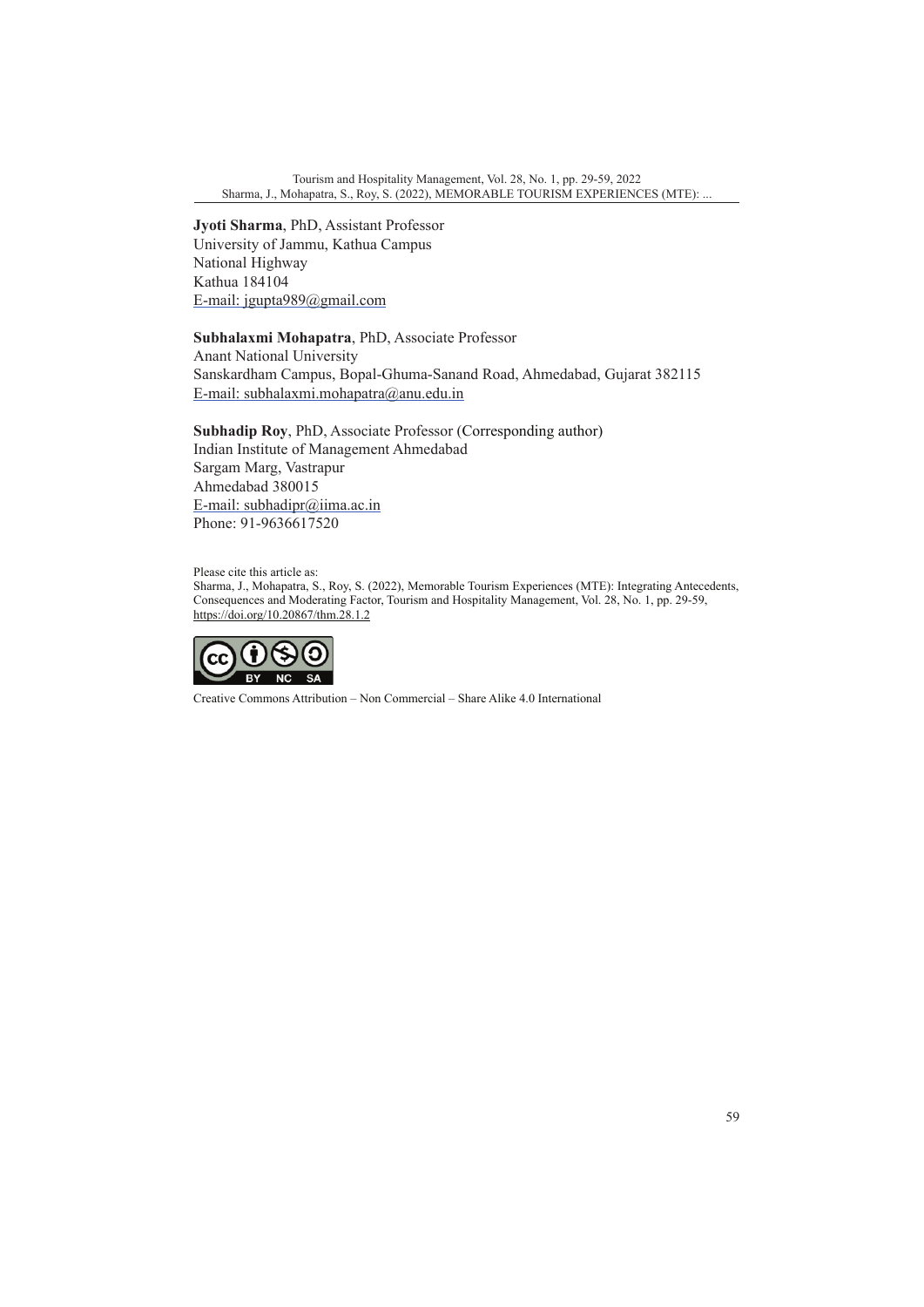**Jyoti Sharma**, PhD, Assistant Professor
University of Jammu, Kathua Campus
National Highway
Kathua 184104
E-mail: jgupta989@gmail.com

**Subhalaxmi Mohapatra**, PhD, Associate Professor
Anant National University
Sanskardham Campus, Bopal-Ghuma-Sanand Road, Ahmedabad, Gujarat 382115
E-mail: subhalaxmi.mohapatra@anu.edu.in

**Subhadip Roy**, PhD, Associate Professor (Corresponding author)
Indian Institute of Management Ahmedabad
Sargam Marg, Vastrapur
Ahmedabad 380015
E-mail: subhadipr@iima.ac.in
Phone: 91-9636617520

Please cite this article as:
Sharma, J., Mohapatra, S., Roy, S. (2022), Memorable Tourism Experiences (MTE): Integrating Antecedents, Consequences and Moderating Factor, Tourism and Hospitality Management, Vol. 28, No. 1, pp. 29-59, https://doi.org/10.20867/thm.28.1.2

Creative Commons Attribution – Non Commercial – Share Alike 4.0 International